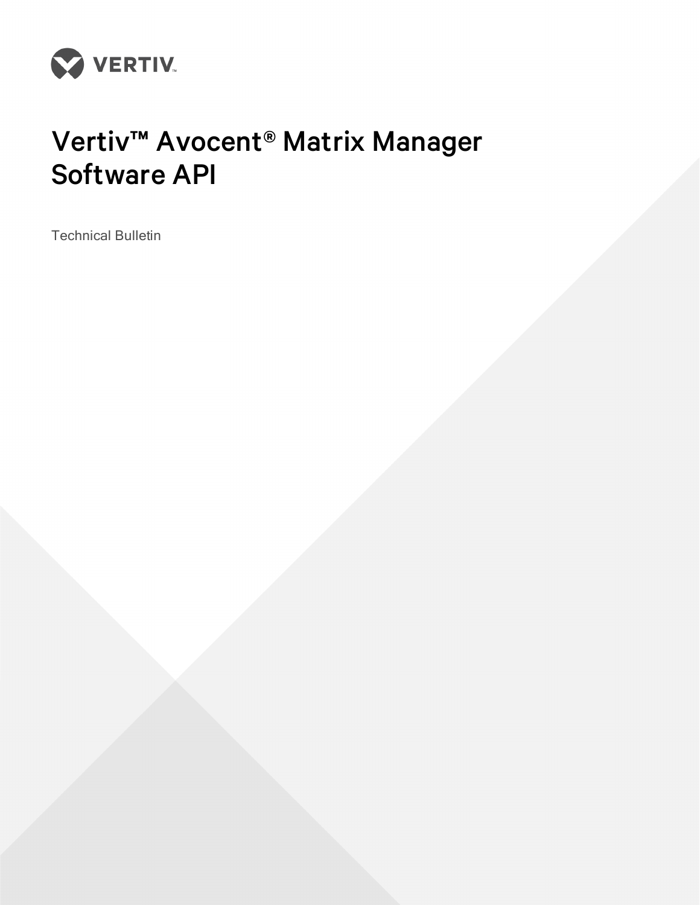VERTIV

# Vertiv™ Avocent® Matrix Manager Software API

Technical Bulletin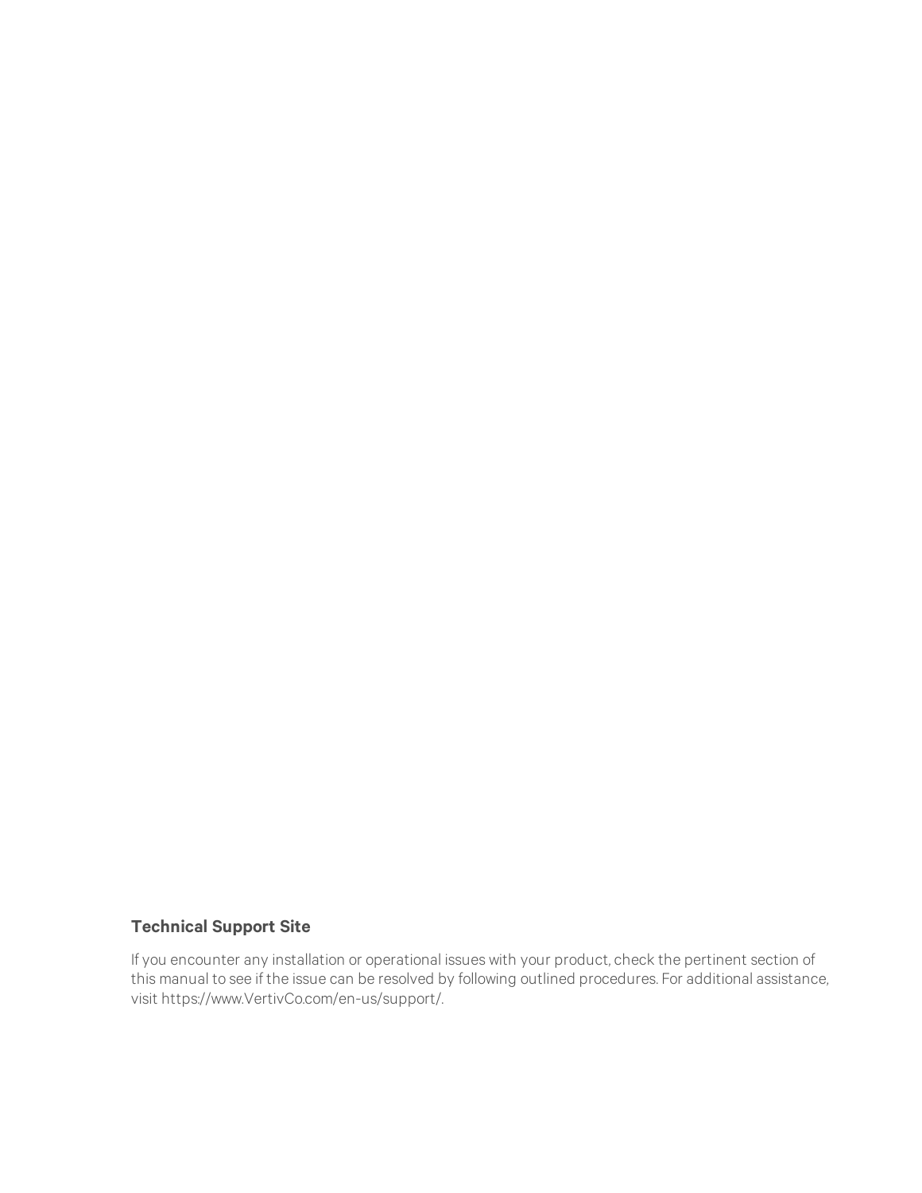### Technical Support Site

If you encounter any installation or operational issues with your product, check the pertinent section of this manual to see if the issue can be resolved by following outlined procedures. For additional assistance, visit https://www.VertivCo.com/en-us/support/.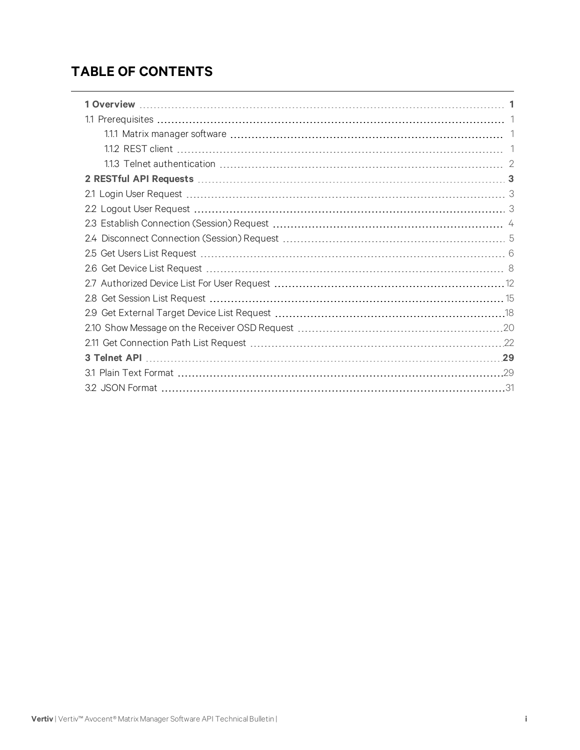# TABLE OF CONTENTS

**1 Overview** **1**

1.1 Prerequisites 1

- 1.1.1 Matrix manager software 1
- 1.1.2 REST client 1
- 1.1.3 Telnet authentication 2

**2 RESTful API Requests** **3**

2.1 Login User Request 3

2.2 Logout User Request 3

2.3 Establish Connection (Session) Request 4

2.4 Disconnect Connection (Session) Request 5

2.5 Get Users List Request 6

2.6 Get Device List Request 8

2.7 Authorized Device List For User Request 12

2.8 Get Session List Request 15

2.9 Get External Target Device List Request 18

2.10 Show Message on the Receiver OSD Request 20

2.11 Get Connection Path List Request 22

**3 Telnet API** **29**

3.1 Plain Text Format 29

3.2 JSON Format 31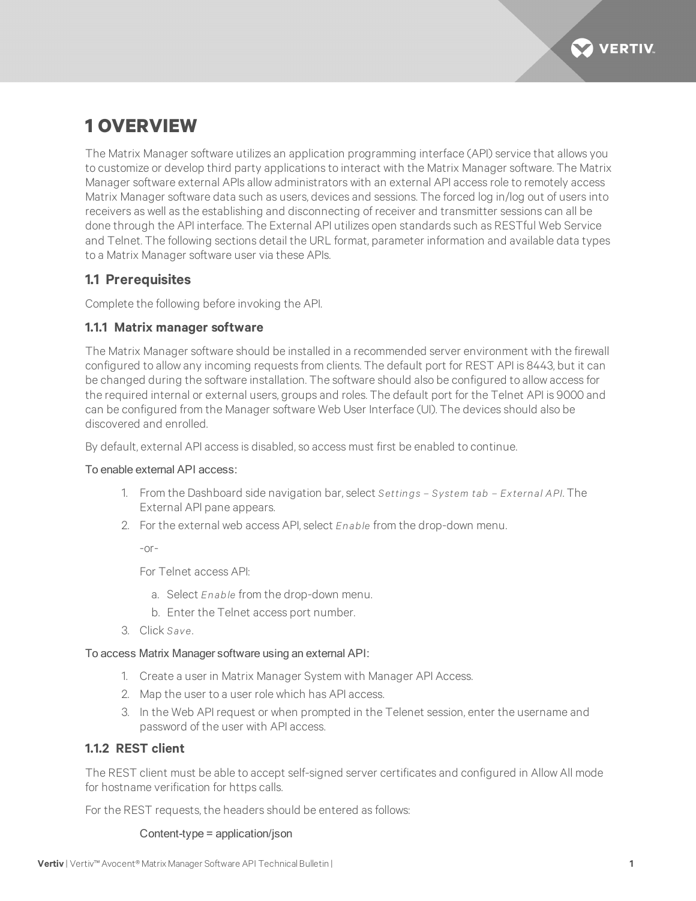# 1 OVERVIEW

The Matrix Manager software utilizes an application programming interface (API) service that allows you to customize or develop third party applications to interact with the Matrix Manager software. The Matrix Manager software external APIs allow administrators with an external API access role to remotely access Matrix Manager software data such as users, devices and sessions. The forced log in/log out of users into receivers as well as the establishing and disconnecting of receiver and transmitter sessions can all be done through the API interface. The External API utilizes open standards such as RESTful Web Service and Telnet. The following sections detail the URL format, parameter information and available data types to a Matrix Manager software user via these APIs.

## 1.1 Prerequisites

Complete the following before invoking the API.

### 1.1.1 Matrix manager software

The Matrix Manager software should be installed in a recommended server environment with the firewall configured to allow any incoming requests from clients. The default port for REST API is 8443, but it can be changed during the software installation. The software should also be configured to allow access for the required internal or external users, groups and roles. The default port for the Telnet API is 9000 and can be configured from the Manager software Web User Interface (UI). The devices should also be discovered and enrolled.

By default, external API access is disabled, so access must first be enabled to continue.

To enable external API access:

1. From the Dashboard side navigation bar, select *Settings – System tab – External API*. The External API pane appears.
2. For the external web access API, select *Enable* from the drop-down menu.

   -or-

   For Telnet access API:

   a. Select *Enable* from the drop-down menu.
   b. Enter the Telnet access port number.
3. Click *Save*.

To access Matrix Manager software using an external API:

1. Create a user in Matrix Manager System with Manager API Access.
2. Map the user to a user role which has API access.
3. In the Web API request or when prompted in the Telenet session, enter the username and password of the user with API access.

### 1.1.2 REST client

The REST client must be able to accept self-signed server certificates and configured in Allow All mode for hostname verification for https calls.

For the REST requests, the headers should be entered as follows:

Content-type = application/json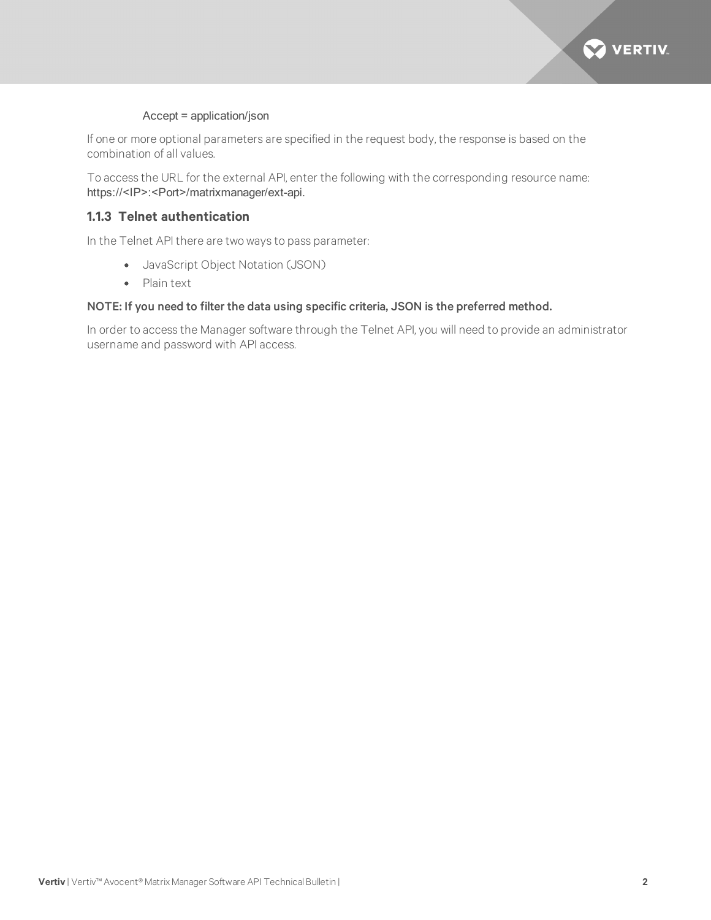Accept = application/json

If one or more optional parameters are specified in the request body, the response is based on the combination of all values.

To access the URL for the external API, enter the following with the corresponding resource name: https://<IP>:<Port>/matrixmanager/ext-api.

### 1.1.3 Telnet authentication

In the Telnet API there are two ways to pass parameter:

- JavaScript Object Notation (JSON)
- Plain text

**NOTE: If you need to filter the data using specific criteria, JSON is the preferred method.**

In order to access the Manager software through the Telnet API, you will need to provide an administrator username and password with API access.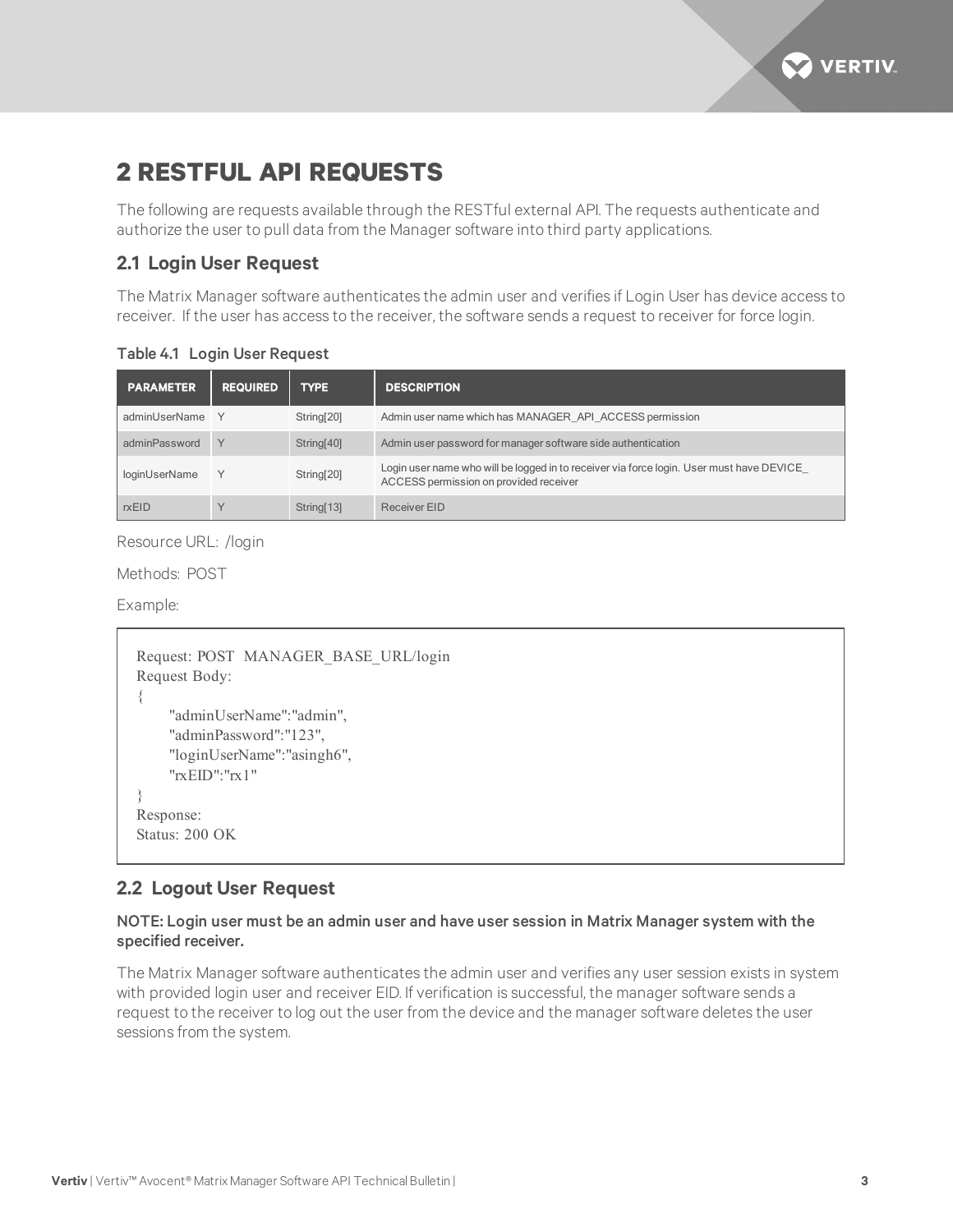# 2 RESTFUL API REQUESTS

The following are requests available through the RESTful external API. The requests authenticate and authorize the user to pull data from the Manager software into third party applications.

## 2.1 Login User Request

The Matrix Manager software authenticates the admin user and verifies if Login User has device access to receiver. If the user has access to the receiver, the software sends a request to receiver for force login.

**Table 4.1 Login User Request**

| PARAMETER | REQUIRED | TYPE | DESCRIPTION |
|---|---|---|---|
| adminUserName | Y | String[20] | Admin user name which has MANAGER_API_ACCESS permission |
| adminPassword | Y | String[40] | Admin user password for manager software side authentication |
| loginUserName | Y | String[20] | Login user name who will be logged in to receiver via force login. User must have DEVICE_ ACCESS permission on provided receiver |
| rxEID | Y | String[13] | Receiver EID |

Resource URL: /login

Methods: POST

Example:

```
Request: POST  MANAGER_BASE_URL/login
Request Body:
{
      "adminUserName":"admin",
      "adminPassword":"123",
      "loginUserName":"asingh6",
      "rxEID":"rx1"
}
Response:
Status: 200 OK
```

## 2.2 Logout User Request

**NOTE: Login user must be an admin user and have user session in Matrix Manager system with the specified receiver.**

The Matrix Manager software authenticates the admin user and verifies any user session exists in system with provided login user and receiver EID. If verification is successful, the manager software sends a request to the receiver to log out the user from the device and the manager software deletes the user sessions from the system.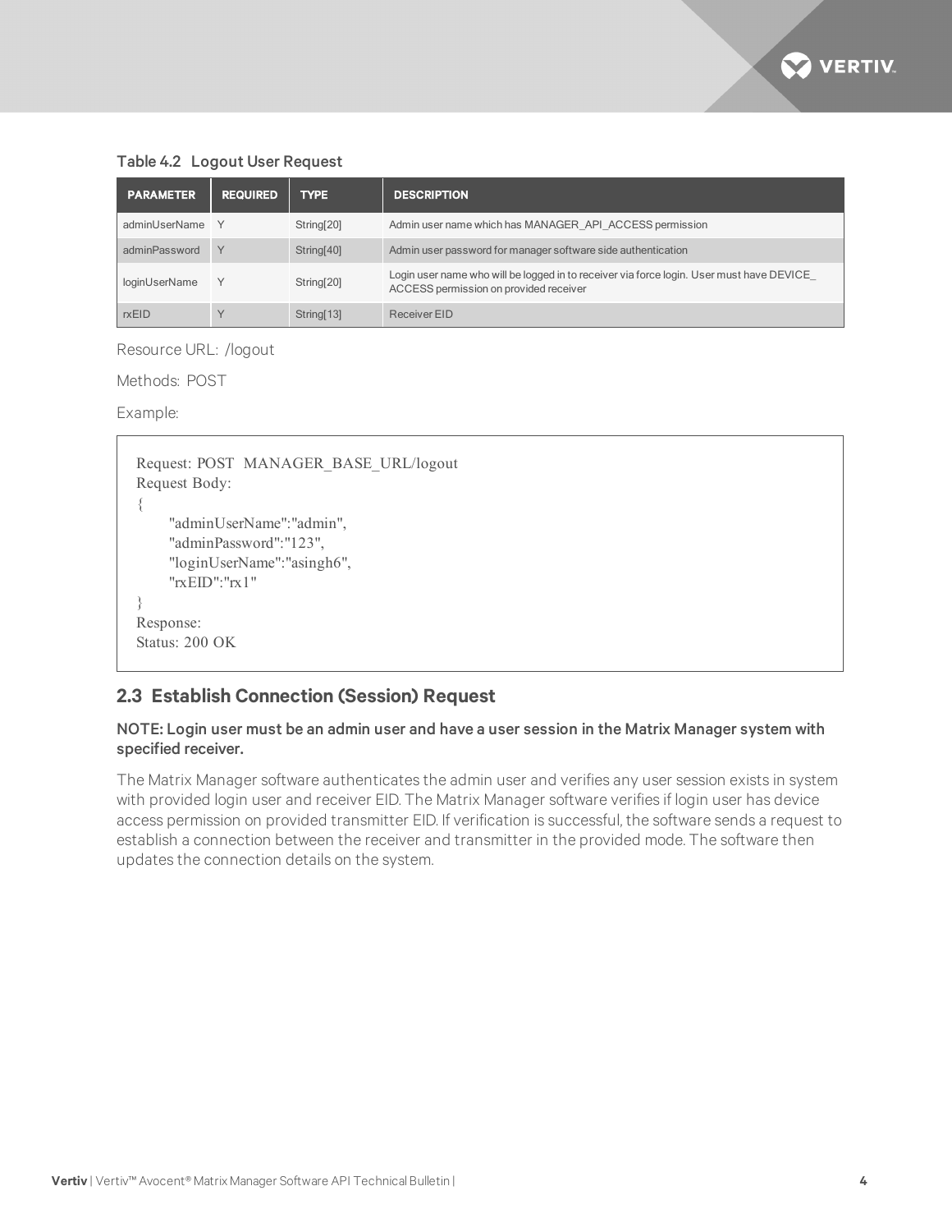**Table 4.2 Logout User Request**

| PARAMETER | REQUIRED | TYPE | DESCRIPTION |
|---|---|---|---|
| adminUserName | Y | String[20] | Admin user name which has MANAGER_API_ACCESS permission |
| adminPassword | Y | String[40] | Admin user password for manager software side authentication |
| loginUserName | Y | String[20] | Login user name who will be logged in to receiver via force login. User must have DEVICE_ ACCESS permission on provided receiver |
| rxEID | Y | String[13] | Receiver EID |

Resource URL: /logout

Methods: POST

Example:

```
Request: POST  MANAGER_BASE_URL/logout
Request Body:
{
      "adminUserName":"admin",
      "adminPassword":"123",
      "loginUserName":"asingh6",
      "rxEID":"rx1"
}
Response:
Status: 200 OK
```

## 2.3 Establish Connection (Session) Request

**NOTE: Login user must be an admin user and have a user session in the Matrix Manager system with specified receiver.**

The Matrix Manager software authenticates the admin user and verifies any user session exists in system with provided login user and receiver EID. The Matrix Manager software verifies if login user has device access permission on provided transmitter EID. If verification is successful, the software sends a request to establish a connection between the receiver and transmitter in the provided mode. The software then updates the connection details on the system.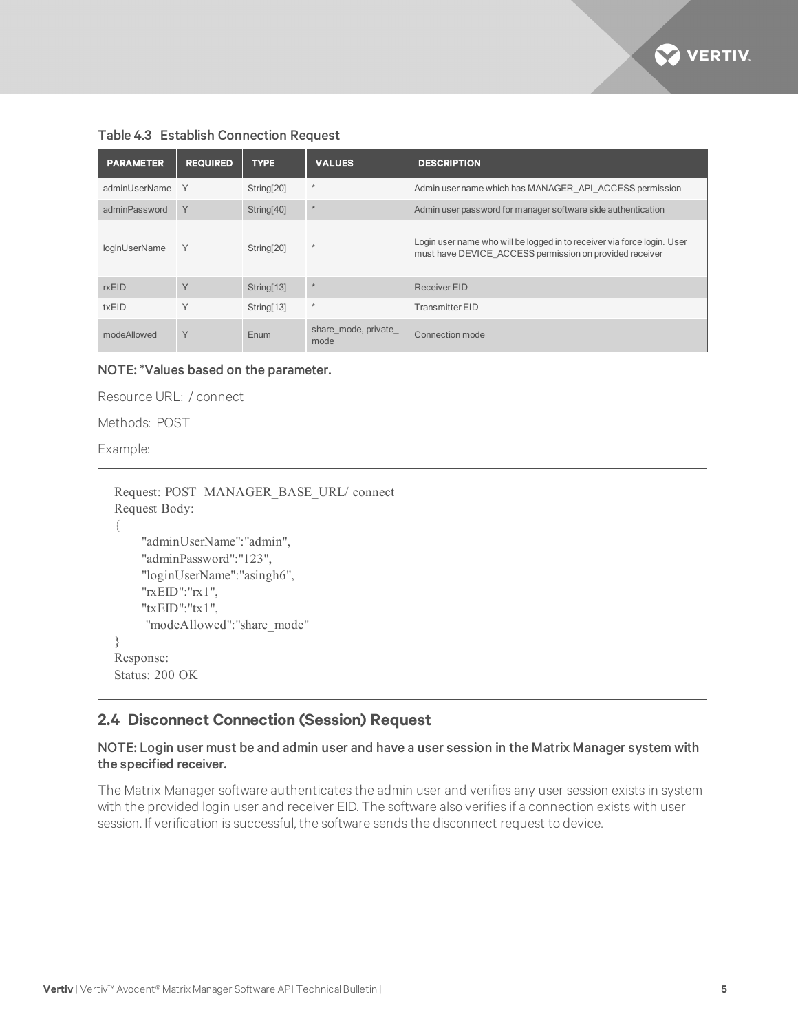**Table 4.3 Establish Connection Request**

| PARAMETER | REQUIRED | TYPE | VALUES | DESCRIPTION |
|---|---|---|---|---|
| adminUserName | Y | String[20] | * | Admin user name which has MANAGER_API_ACCESS permission |
| adminPassword | Y | String[40] | * | Admin user password for manager software side authentication |
| loginUserName | Y | String[20] | * | Login user name who will be logged in to receiver via force login. User must have DEVICE_ACCESS permission on provided receiver |
| rxEID | Y | String[13] | * | Receiver EID |
| txEID | Y | String[13] | * | Transmitter EID |
| modeAllowed | Y | Enum | share_mode, private_mode | Connection mode |

**NOTE: *Values based on the parameter.**

Resource URL: / connect

Methods: POST

Example:

```
Request: POST  MANAGER_BASE_URL/ connect
Request Body:
{
      "adminUserName":"admin",
      "adminPassword":"123",
      "loginUserName":"asingh6",
      "rxEID":"rx1",
      "txEID":"tx1",
       "modeAllowed":"share_mode"
}
Response:
Status: 200 OK
```

## 2.4 Disconnect Connection (Session) Request

**NOTE: Login user must be and admin user and have a user session in the Matrix Manager system with the specified receiver.**

The Matrix Manager software authenticates the admin user and verifies any user session exists in system with the provided login user and receiver EID. The software also verifies if a connection exists with user session. If verification is successful, the software sends the disconnect request to device.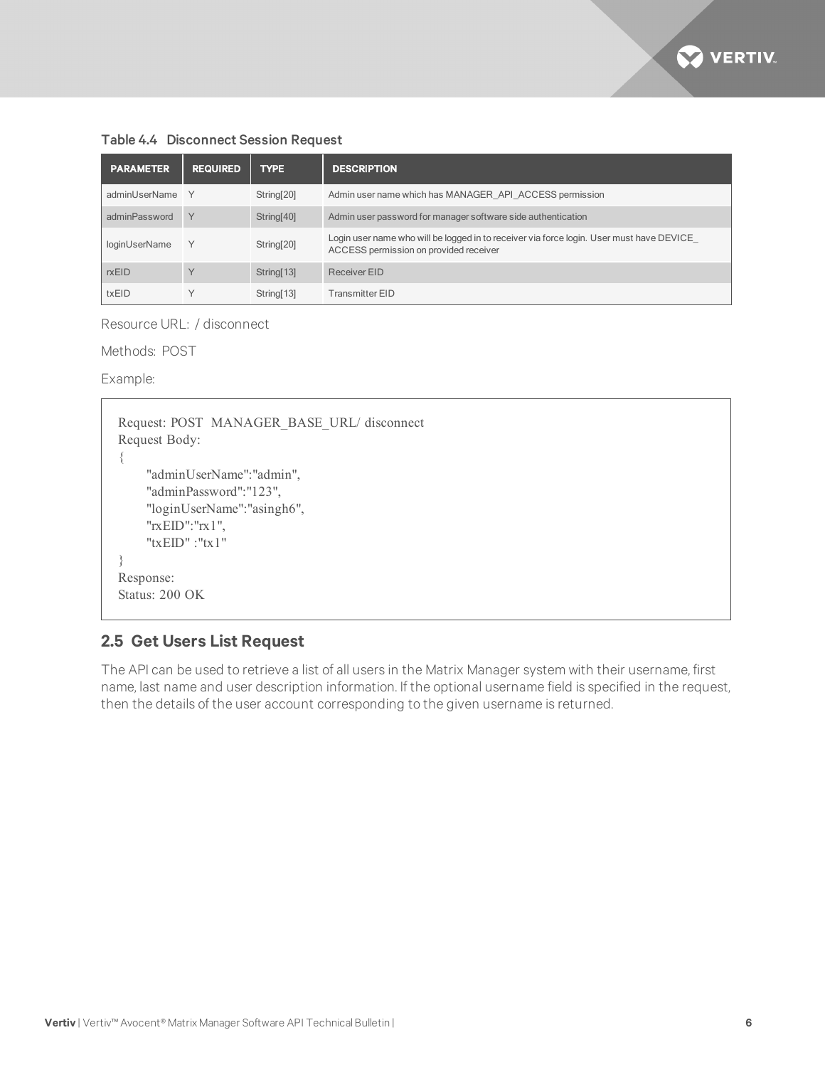Table 4.4 Disconnect Session Request

| PARAMETER | REQUIRED | TYPE | DESCRIPTION |
| --- | --- | --- | --- |
| adminUserName | Y | String[20] | Admin user name which has MANAGER_API_ACCESS permission |
| adminPassword | Y | String[40] | Admin user password for manager software side authentication |
| loginUserName | Y | String[20] | Login user name who will be logged in to receiver via force login. User must have DEVICE_ ACCESS permission on provided receiver |
| rxEID | Y | String[13] | Receiver EID |
| txEID | Y | String[13] | Transmitter EID |

Resource URL: / disconnect

Methods: POST

Example:

```
Request: POST  MANAGER_BASE_URL/ disconnect
Request Body:
{
      "adminUserName":"admin",
      "adminPassword":"123",
      "loginUserName":"asingh6",
      "rxEID":"rx1",
      "txEID" :"tx1"
}
Response:
Status: 200 OK
```

## 2.5 Get Users List Request

The API can be used to retrieve a list of all users in the Matrix Manager system with their username, first name, last name and user description information. If the optional username field is specified in the request, then the details of the user account corresponding to the given username is returned.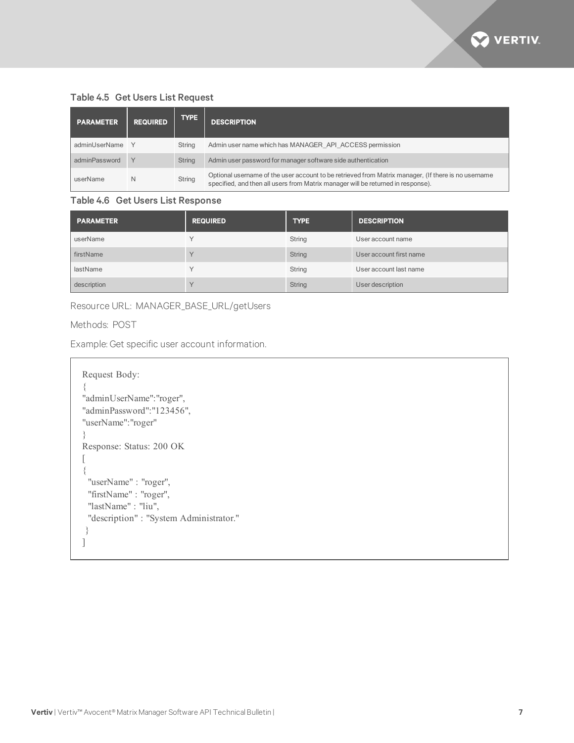**Table 4.5 Get Users List Request**

| PARAMETER | REQUIRED | TYPE | DESCRIPTION |
|---|---|---|---|
| adminUserName | Y | String | Admin user name which has MANAGER_API_ACCESS permission |
| adminPassword | Y | String | Admin user password for manager software side authentication |
| userName | N | String | Optional username of the user account to be retrieved from Matrix manager, (If there is no username specified, and then all users from Matrix manager will be returned in response). |

**Table 4.6 Get Users List Response**

| PARAMETER | REQUIRED | TYPE | DESCRIPTION |
|---|---|---|---|
| userName | Y | String | User account name |
| firstName | Y | String | User account first name |
| lastName | Y | String | User account last name |
| description | Y | String | User description |

Resource URL: MANAGER_BASE_URL/getUsers

Methods: POST

Example: Get specific user account information.

```
Request Body:
{
"adminUserName":"roger",
"adminPassword":"123456",
"userName":"roger"
}
Response: Status: 200 OK
[
{
  "userName" : "roger",
  "firstName" : "roger",
  "lastName" : "liu",
  "description" : "System Administrator."
 }
]
```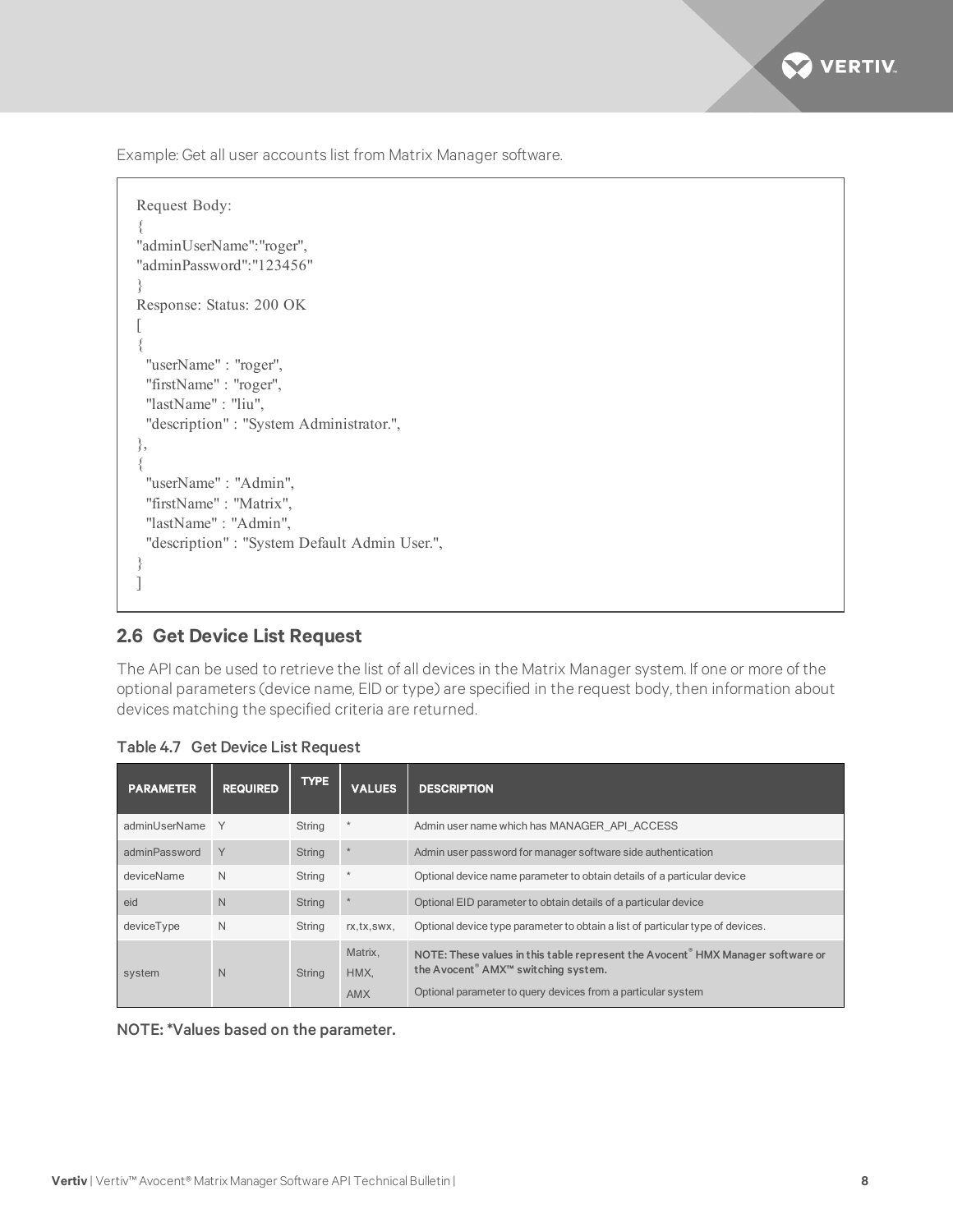Example: Get all user accounts list from Matrix Manager software.

```
Request Body:
{
"adminUserName":"roger",
"adminPassword":"123456"
}
Response: Status: 200 OK
[
{
  "userName" : "roger",
  "firstName" : "roger",
  "lastName" : "liu",
  "description" : "System Administrator.",
},
{
  "userName" : "Admin",
  "firstName" : "Matrix",
  "lastName" : "Admin",
  "description" : "System Default Admin User.",
}
]
```

## 2.6 Get Device List Request

The API can be used to retrieve the list of all devices in the Matrix Manager system. If one or more of the optional parameters (device name, EID or type) are specified in the request body, then information about devices matching the specified criteria are returned.

**Table 4.7 Get Device List Request**

| PARAMETER | REQUIRED | TYPE | VALUES | DESCRIPTION |
|---|---|---|---|---|
| adminUserName | Y | String | * | Admin user name which has MANAGER_API_ACCESS |
| adminPassword | Y | String | * | Admin user password for manager software side authentication |
| deviceName | N | String | * | Optional device name parameter to obtain details of a particular device |
| eid | N | String | * | Optional EID parameter to obtain details of a particular device |
| deviceType | N | String | rx,tx,swx, | Optional device type parameter to obtain a list of particular type of devices. |
| system | N | String | Matrix, HMX, AMX | **NOTE: These values in this table represent the Avocent® HMX Manager software or the Avocent® AMX™ switching system.** Optional parameter to query devices from a particular system |

**NOTE: *Values based on the parameter.**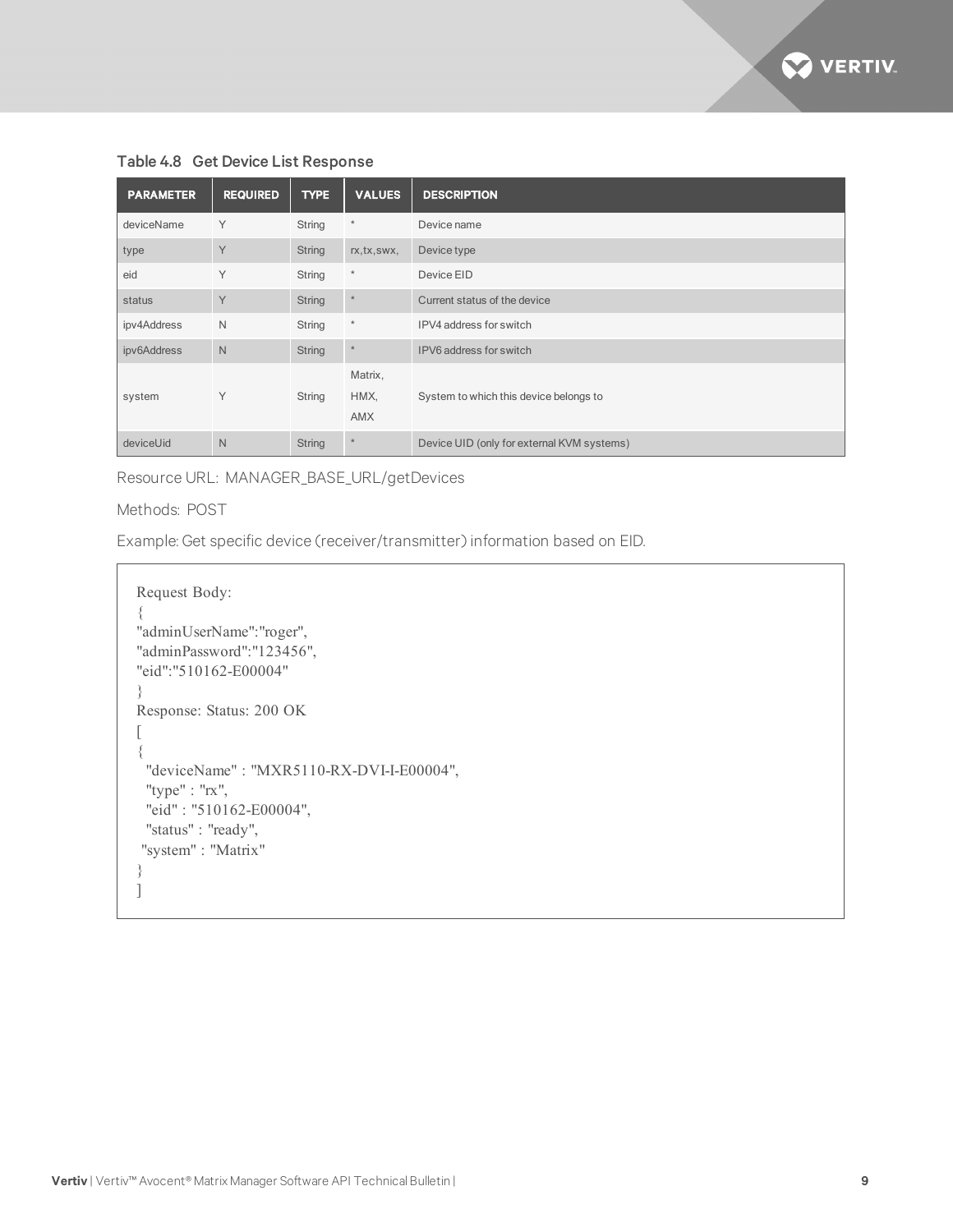**Table 4.8 Get Device List Response**

| PARAMETER | REQUIRED | TYPE | VALUES | DESCRIPTION |
|---|---|---|---|---|
| deviceName | Y | String | * | Device name |
| type | Y | String | rx,tx,swx, | Device type |
| eid | Y | String | * | Device EID |
| status | Y | String | * | Current status of the device |
| ipv4Address | N | String | * | IPV4 address for switch |
| ipv6Address | N | String | * | IPV6 address for switch |
| system | Y | String | Matrix, HMX, AMX | System to which this device belongs to |
| deviceUid | N | String | * | Device UID (only for external KVM systems) |

Resource URL: MANAGER_BASE_URL/getDevices

Methods: POST

Example: Get specific device (receiver/transmitter) information based on EID.

```
Request Body:
{
"adminUserName":"roger",
"adminPassword":"123456",
"eid":"510162-E00004"
}
Response: Status: 200 OK
[
{
  "deviceName" : "MXR5110-RX-DVI-I-E00004",
  "type" : "rx",
  "eid" : "510162-E00004",
  "status" : "ready",
 "system" : "Matrix"
}
]
```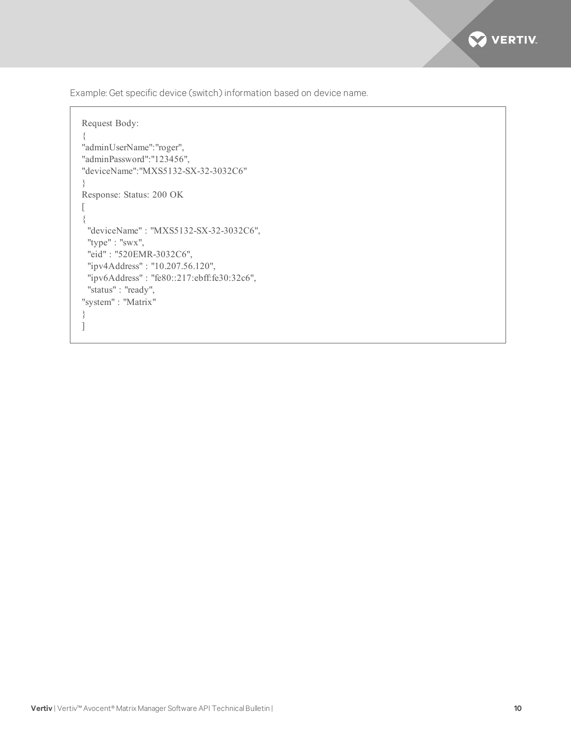Example: Get specific device (switch) information based on device name.

```
Request Body:
{
"adminUserName":"roger",
"adminPassword":"123456",
"deviceName":"MXS5132-SX-32-3032C6"
}
Response: Status: 200 OK
[
{
  "deviceName" : "MXS5132-SX-32-3032C6",
  "type" : "swx",
  "eid" : "520EMR-3032C6",
  "ipv4Address" : "10.207.56.120",
  "ipv6Address" : "fe80::217:ebff:fe30:32c6",
  "status" : "ready",
"system" : "Matrix"
}
]
```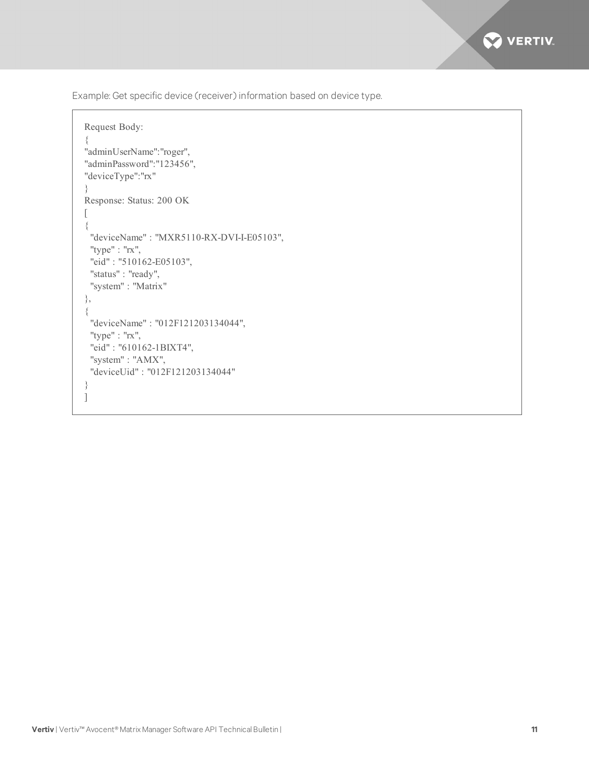Example: Get specific device (receiver) information based on device type.

```
Request Body:
{
"adminUserName":"roger",
"adminPassword":"123456",
"deviceType":"rx"
}
Response: Status: 200 OK
[
{
  "deviceName" : "MXR5110-RX-DVI-I-E05103",
  "type" : "rx",
  "eid" : "510162-E05103",
  "status" : "ready",
  "system" : "Matrix"
},
{
  "deviceName" : "012F121203134044",
  "type" : "rx",
  "eid" : "610162-1BIXT4",
  "system" : "AMX",
  "deviceUid" : "012F121203134044"
}
]
```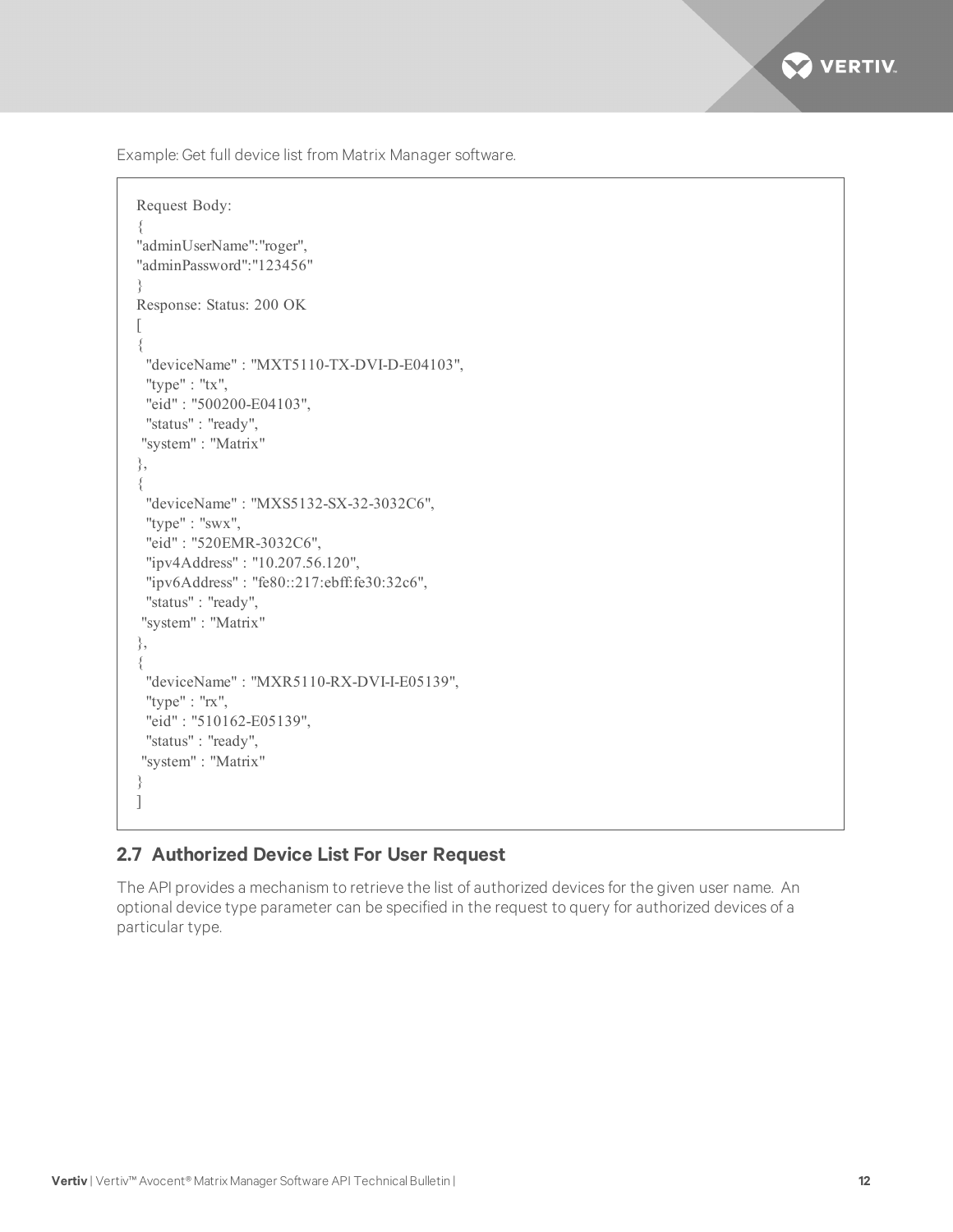Example: Get full device list from Matrix Manager software.

```
Request Body:
{
"adminUserName":"roger",
"adminPassword":"123456"
}
Response: Status: 200 OK
[
{
  "deviceName" : "MXT5110-TX-DVI-D-E04103",
  "type" : "tx",
  "eid" : "500200-E04103",
  "status" : "ready",
 "system" : "Matrix"
},
{
  "deviceName" : "MXS5132-SX-32-3032C6",
  "type" : "swx",
  "eid" : "520EMR-3032C6",
  "ipv4Address" : "10.207.56.120",
  "ipv6Address" : "fe80::217:ebff:fe30:32c6",
  "status" : "ready",
 "system" : "Matrix"
},
{
  "deviceName" : "MXR5110-RX-DVI-I-E05139",
  "type" : "rx",
  "eid" : "510162-E05139",
  "status" : "ready",
 "system" : "Matrix"
}
]
```

## 2.7 Authorized Device List For User Request

The API provides a mechanism to retrieve the list of authorized devices for the given user name. An optional device type parameter can be specified in the request to query for authorized devices of a particular type.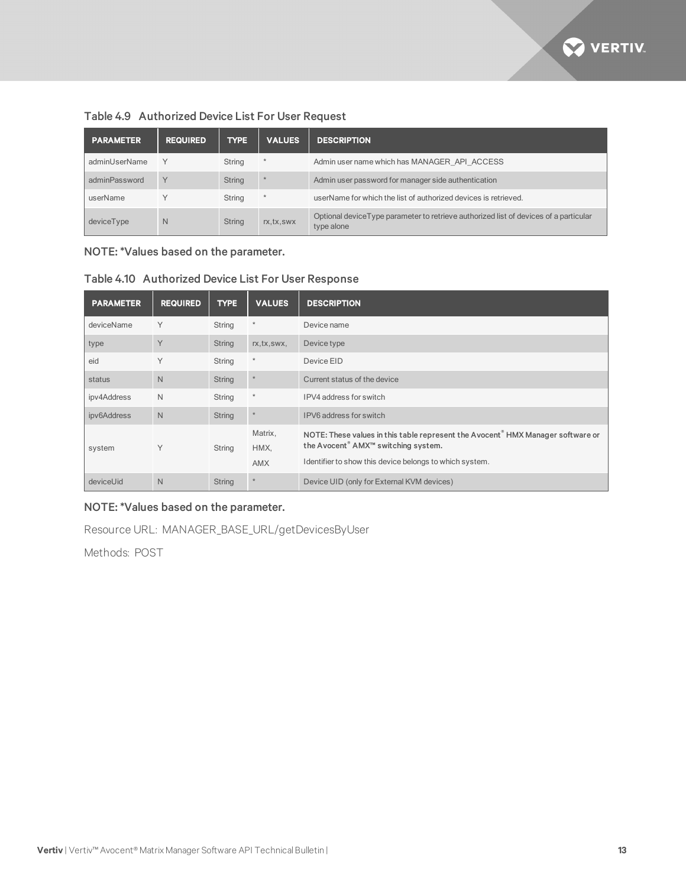Table 4.9 Authorized Device List For User Request

| PARAMETER | REQUIRED | TYPE | VALUES | DESCRIPTION |
|---|---|---|---|---|
| adminUserName | Y | String | * | Admin user name which has MANAGER_API_ACCESS |
| adminPassword | Y | String | * | Admin user password for manager side authentication |
| userName | Y | String | * | userName for which the list of authorized devices is retrieved. |
| deviceType | N | String | rx,tx,swx | Optional deviceType parameter to retrieve authorized list of devices of a particular type alone |

NOTE: *Values based on the parameter.

Table 4.10 Authorized Device List For User Response

| PARAMETER | REQUIRED | TYPE | VALUES | DESCRIPTION |
|---|---|---|---|---|
| deviceName | Y | String | * | Device name |
| type | Y | String | rx,tx,swx, | Device type |
| eid | Y | String | * | Device EID |
| status | N | String | * | Current status of the device |
| ipv4Address | N | String | * | IPV4 address for switch |
| ipv6Address | N | String | * | IPV6 address for switch |
| system | Y | String | Matrix, HMX, AMX | **NOTE: These values in this table represent the Avocent® HMX Manager software or the Avocent® AMX™ switching system.** Identifier to show this device belongs to which system. |
| deviceUid | N | String | * | Device UID (only for External KVM devices) |

NOTE: *Values based on the parameter.

Resource URL: MANAGER_BASE_URL/getDevicesByUser

Methods: POST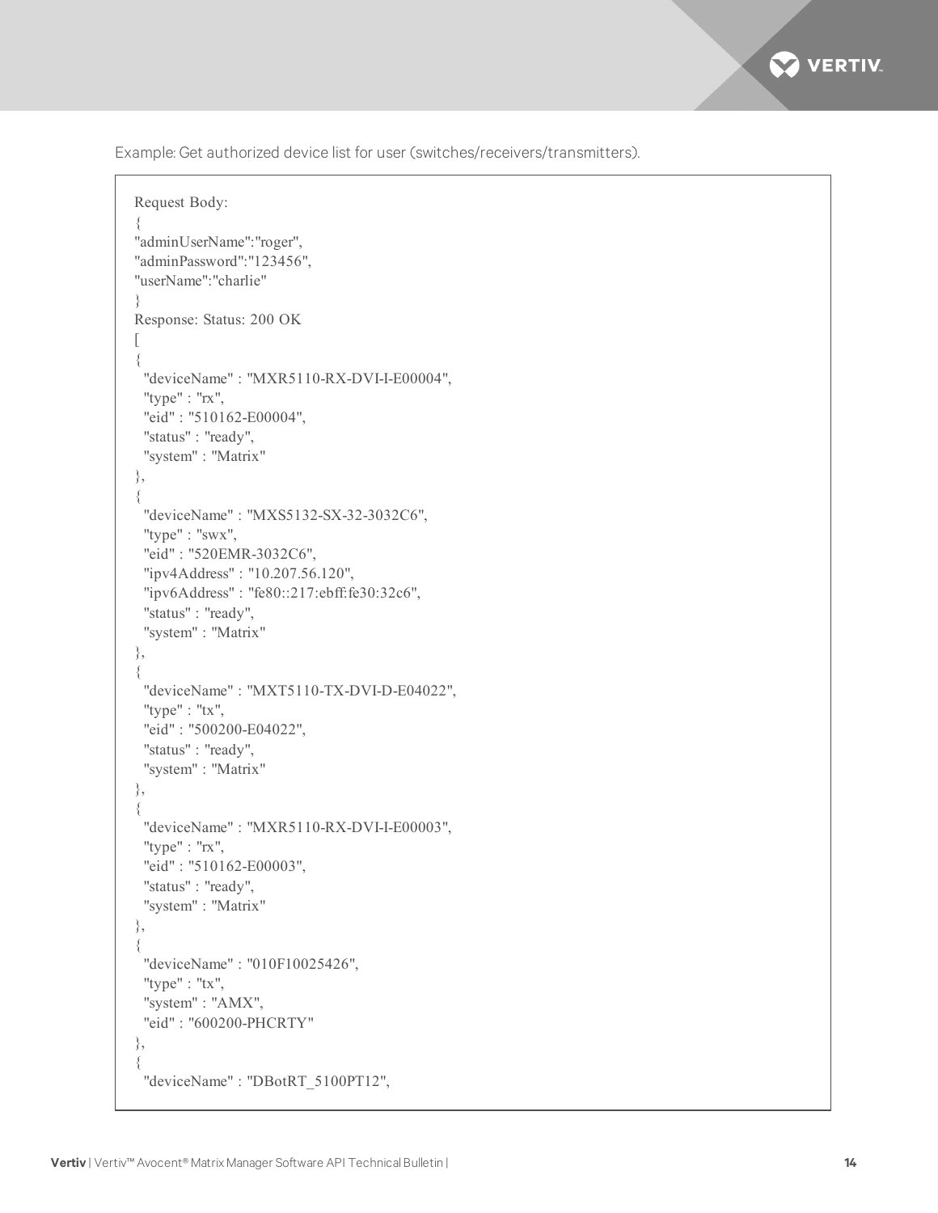Example: Get authorized device list for user (switches/receivers/transmitters).

```
Request Body:
{
"adminUserName":"roger",
"adminPassword":"123456",
"userName":"charlie"
}
Response: Status: 200 OK
[
{
  "deviceName" : "MXR5110-RX-DVI-I-E00004",
  "type" : "rx",
  "eid" : "510162-E00004",
  "status" : "ready",
  "system" : "Matrix"
},
{
  "deviceName" : "MXS5132-SX-32-3032C6",
  "type" : "swx",
  "eid" : "520EMR-3032C6",
  "ipv4Address" : "10.207.56.120",
  "ipv6Address" : "fe80::217:ebff:fe30:32c6",
  "status" : "ready",
  "system" : "Matrix"
},
{
  "deviceName" : "MXT5110-TX-DVI-D-E04022",
  "type" : "tx",
  "eid" : "500200-E04022",
  "status" : "ready",
  "system" : "Matrix"
},
{
  "deviceName" : "MXR5110-RX-DVI-I-E00003",
  "type" : "rx",
  "eid" : "510162-E00003",
  "status" : "ready",
  "system" : "Matrix"
},
{
  "deviceName" : "010F10025426",
  "type" : "tx",
  "system" : "AMX",
  "eid" : "600200-PHCRTY"
},
{
  "deviceName" : "DBotRT_5100PT12",
```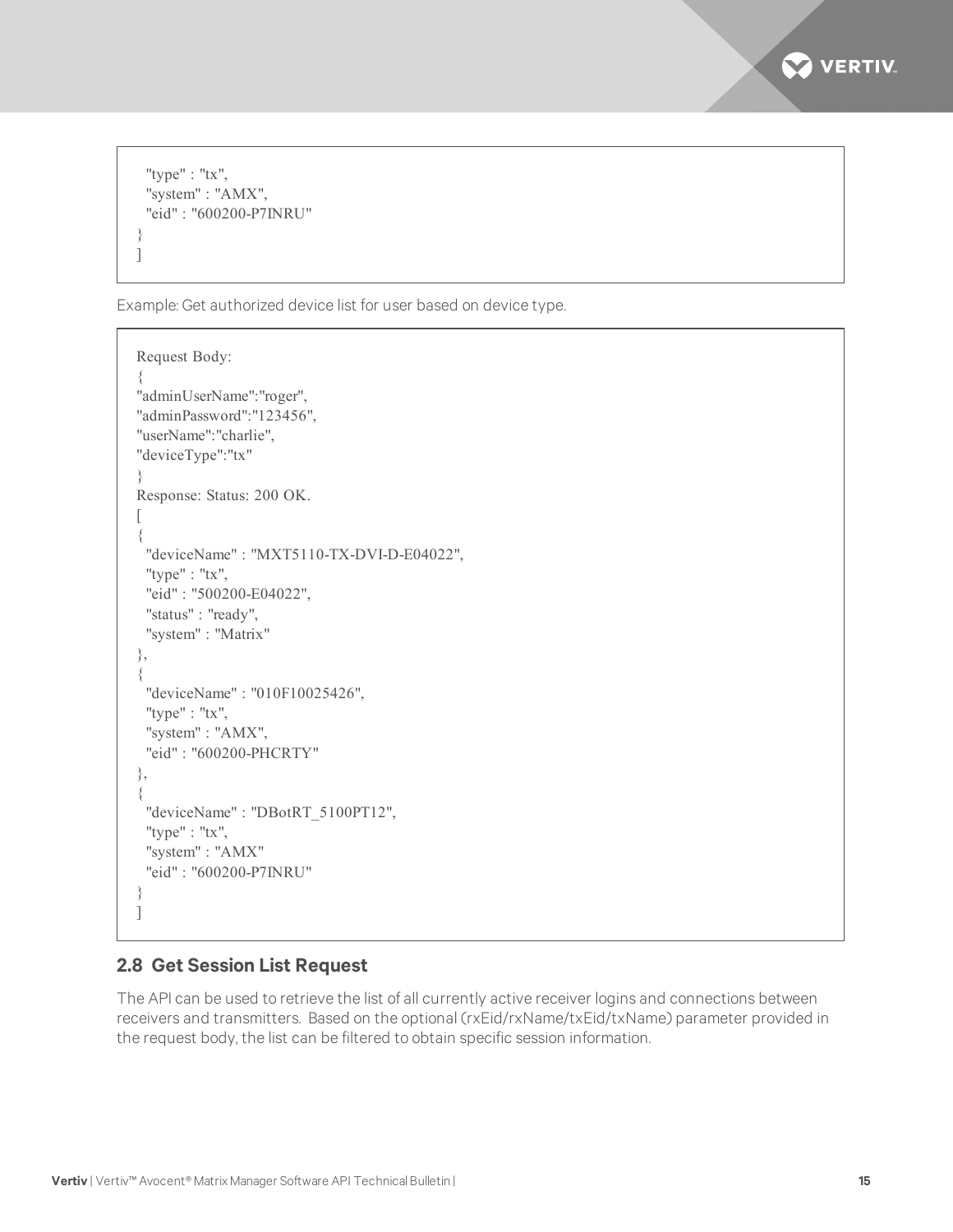```
  "type" : "tx",
  "system" : "AMX",
  "eid" : "600200-P7INRU"
}
]
```

Example: Get authorized device list for user based on device type.

```
Request Body:
{
"adminUserName":"roger",
"adminPassword":"123456",
"userName":"charlie",
"deviceType":"tx"
}
Response: Status: 200 OK.
[
{
  "deviceName" : "MXT5110-TX-DVI-D-E04022",
  "type" : "tx",
  "eid" : "500200-E04022",
  "status" : "ready",
  "system" : "Matrix"
},
{
  "deviceName" : "010F10025426",
  "type" : "tx",
  "system" : "AMX",
  "eid" : "600200-PHCRTY"
},
{
  "deviceName" : "DBotRT_5100PT12",
  "type" : "tx",
  "system" : "AMX"
  "eid" : "600200-P7INRU"
}
]
```

## 2.8 Get Session List Request

The API can be used to retrieve the list of all currently active receiver logins and connections between receivers and transmitters. Based on the optional (rxEid/rxName/txEid/txName) parameter provided in the request body, the list can be filtered to obtain specific session information.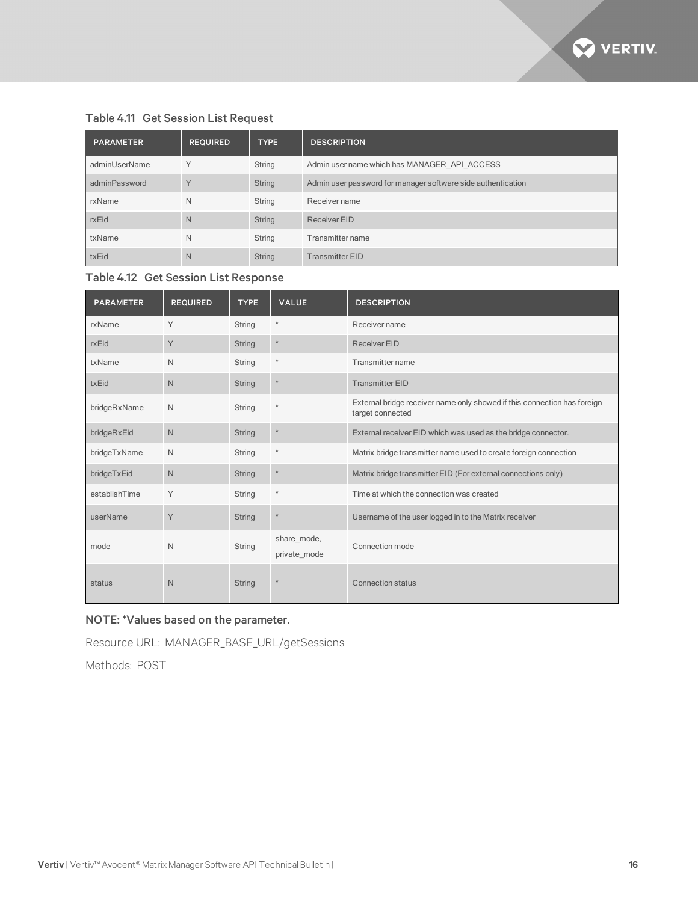### Table 4.11 Get Session List Request

| PARAMETER | REQUIRED | TYPE | DESCRIPTION |
|---|---|---|---|
| adminUserName | Y | String | Admin user name which has MANAGER_API_ACCESS |
| adminPassword | Y | String | Admin user password for manager software side authentication |
| rxName | N | String | Receiver name |
| rxEid | N | String | Receiver EID |
| txName | N | String | Transmitter name |
| txEid | N | String | Transmitter EID |

### Table 4.12 Get Session List Response

| PARAMETER | REQUIRED | TYPE | VALUE | DESCRIPTION |
|---|---|---|---|---|
| rxName | Y | String | * | Receiver name |
| rxEid | Y | String | * | Receiver EID |
| txName | N | String | * | Transmitter name |
| txEid | N | String | * | Transmitter EID |
| bridgeRxName | N | String | * | External bridge receiver name only showed if this connection has foreign target connected |
| bridgeRxEid | N | String | * | External receiver EID which was used as the bridge connector. |
| bridgeTxName | N | String | * | Matrix bridge transmitter name used to create foreign connection |
| bridgeTxEid | N | String | * | Matrix bridge transmitter EID (For external connections only) |
| establishTime | Y | String | * | Time at which the connection was created |
| userName | Y | String | * | Username of the user logged in to the Matrix receiver |
| mode | N | String | share_mode, private_mode | Connection mode |
| status | N | String | * | Connection status |

**NOTE: *Values based on the parameter.**

Resource URL: MANAGER_BASE_URL/getSessions

Methods: POST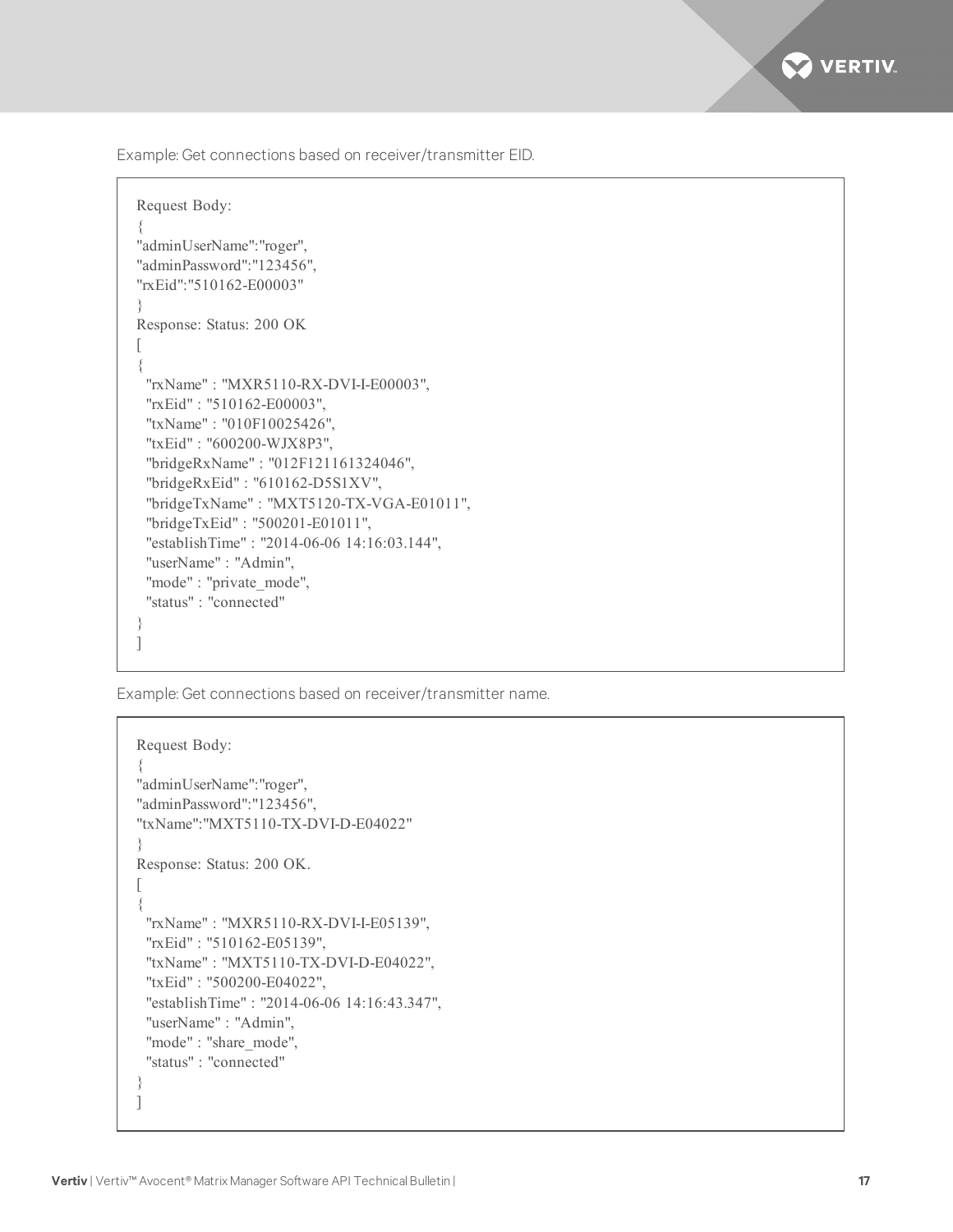Example: Get connections based on receiver/transmitter EID.

```
Request Body:
{
"adminUserName":"roger",
"adminPassword":"123456",
"rxEid":"510162-E00003"
}
Response: Status: 200 OK
[
{
  "rxName" : "MXR5110-RX-DVI-I-E00003",
  "rxEid" : "510162-E00003",
  "txName" : "010F10025426",
  "txEid" : "600200-WJX8P3",
  "bridgeRxName" : "012F121161324046",
  "bridgeRxEid" : "610162-D5S1XV",
  "bridgeTxName" : "MXT5120-TX-VGA-E01011",
  "bridgeTxEid" : "500201-E01011",
  "establishTime" : "2014-06-06 14:16:03.144",
  "userName" : "Admin",
  "mode" : "private_mode",
  "status" : "connected"
}
]
```

Example: Get connections based on receiver/transmitter name.

```
Request Body:
{
"adminUserName":"roger",
"adminPassword":"123456",
"txName":"MXT5110-TX-DVI-D-E04022"
}
Response: Status: 200 OK.
[
{
  "rxName" : "MXR5110-RX-DVI-I-E05139",
  "rxEid" : "510162-E05139",
  "txName" : "MXT5110-TX-DVI-D-E04022",
  "txEid" : "500200-E04022",
  "establishTime" : "2014-06-06 14:16:43.347",
  "userName" : "Admin",
  "mode" : "share_mode",
  "status" : "connected"
}
]
```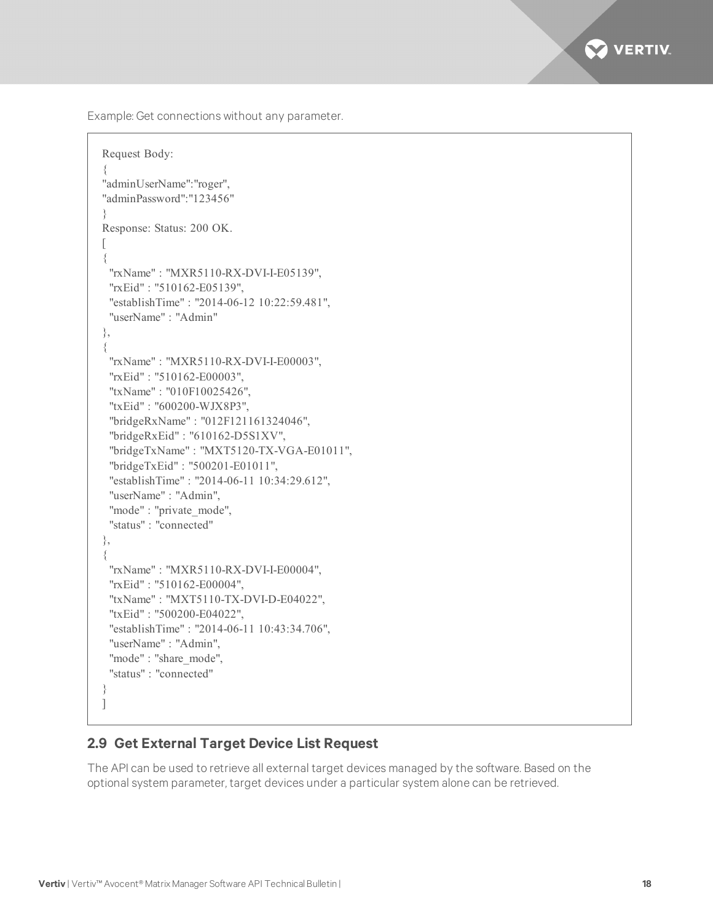Example: Get connections without any parameter.

```
Request Body:
{
"adminUserName":"roger",
"adminPassword":"123456"
}
Response: Status: 200 OK.
[
{
  "rxName" : "MXR5110-RX-DVI-I-E05139",
  "rxEid" : "510162-E05139",
  "establishTime" : "2014-06-12 10:22:59.481",
  "userName" : "Admin"
},
{
  "rxName" : "MXR5110-RX-DVI-I-E00003",
  "rxEid" : "510162-E00003",
  "txName" : "010F10025426",
  "txEid" : "600200-WJX8P3",
  "bridgeRxName" : "012F121161324046",
  "bridgeRxEid" : "610162-D5S1XV",
  "bridgeTxName" : "MXT5120-TX-VGA-E01011",
  "bridgeTxEid" : "500201-E01011",
  "establishTime" : "2014-06-11 10:34:29.612",
  "userName" : "Admin",
  "mode" : "private_mode",
  "status" : "connected"
},
{
  "rxName" : "MXR5110-RX-DVI-I-E00004",
  "rxEid" : "510162-E00004",
  "txName" : "MXT5110-TX-DVI-D-E04022",
  "txEid" : "500200-E04022",
  "establishTime" : "2014-06-11 10:43:34.706",
  "userName" : "Admin",
  "mode" : "share_mode",
  "status" : "connected"
}
]
```

## 2.9 Get External Target Device List Request

The API can be used to retrieve all external target devices managed by the software. Based on the optional system parameter, target devices under a particular system alone can be retrieved.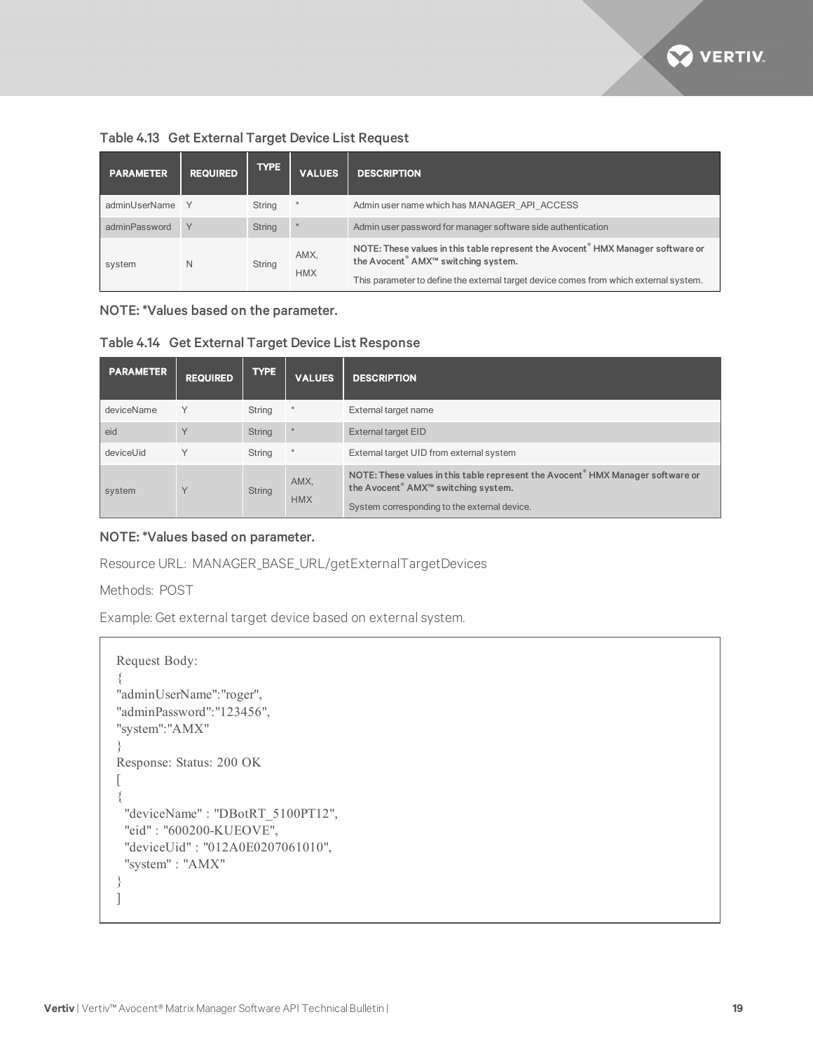Table 4.13 Get External Target Device List Request

| PARAMETER | REQUIRED | TYPE | VALUES | DESCRIPTION |
|---|---|---|---|---|
| adminUserName | Y | String | * | Admin user name which has MANAGER_API_ACCESS |
| adminPassword | Y | String | * | Admin user password for manager software side authentication |
| system | N | String | AMX, HMX | **NOTE: These values in this table represent the Avocent® HMX Manager software or the Avocent® AMX™ switching system.** This parameter to define the external target device comes from which external system. |

**NOTE: *Values based on the parameter.**

Table 4.14 Get External Target Device List Response

| PARAMETER | REQUIRED | TYPE | VALUES | DESCRIPTION |
|---|---|---|---|---|
| deviceName | Y | String | * | External target name |
| eid | Y | String | * | External target EID |
| deviceUid | Y | String | * | External target UID from external system |
| system | Y | String | AMX, HMX | **NOTE: These values in this table represent the Avocent® HMX Manager software or the Avocent® AMX™ switching system.** System corresponding to the external device. |

**NOTE: *Values based on parameter.**

Resource URL: MANAGER_BASE_URL/getExternalTargetDevices

Methods: POST

Example: Get external target device based on external system.

```
Request Body:
{
"adminUserName":"roger",
"adminPassword":"123456",
"system":"AMX"
}
Response: Status: 200 OK
[
{
  "deviceName" : "DBotRT_5100PT12",
  "eid" : "600200-KUEOVE",
  "deviceUid" : "012A0E0207061010",
  "system" : "AMX"
}
]
```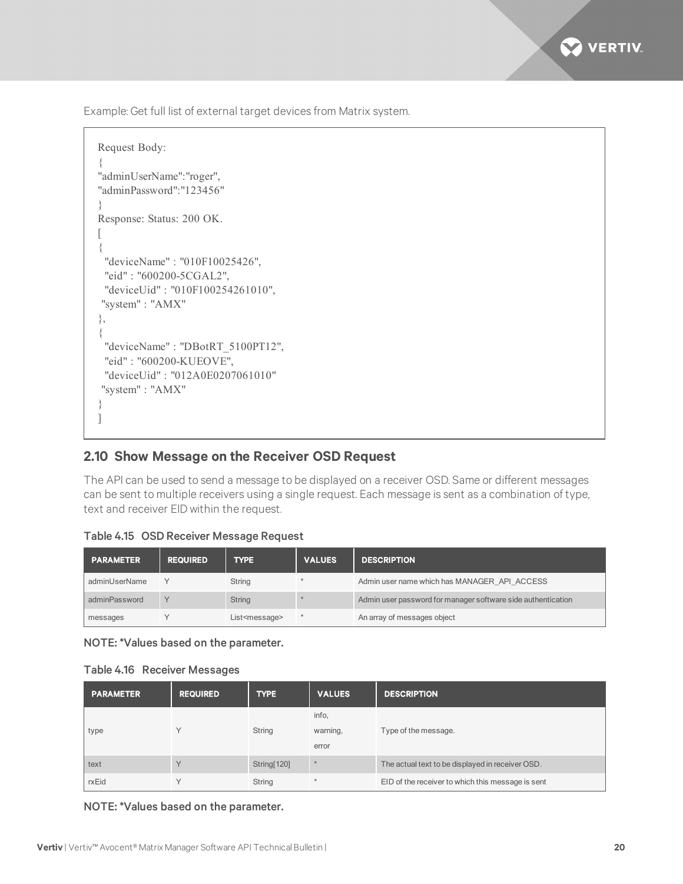Example: Get full list of external target devices from Matrix system.

```
Request Body:
{
"adminUserName":"roger",
"adminPassword":"123456"
}
Response: Status: 200 OK.
[
{
  "deviceName" : "010F10025426",
  "eid" : "600200-5CGAL2",
  "deviceUid" : "010F100254261010",
 "system" : "AMX"
},
{
  "deviceName" : "DBotRT_5100PT12",
  "eid" : "600200-KUEOVE",
  "deviceUid" : "012A0E0207061010"
 "system" : "AMX"
}
]
```

## 2.10 Show Message on the Receiver OSD Request

The API can be used to send a message to be displayed on a receiver OSD. Same or different messages can be sent to multiple receivers using a single request. Each message is sent as a combination of type, text and receiver EID within the request.

**Table 4.15 OSD Receiver Message Request**

| PARAMETER | REQUIRED | TYPE | VALUES | DESCRIPTION |
|---|---|---|---|---|
| adminUserName | Y | String | * | Admin user name which has MANAGER_API_ACCESS |
| adminPassword | Y | String | * | Admin user password for manager software side authentication |
| messages | Y | List<message> | * | An array of messages object |

**NOTE: *Values based on the parameter.**

**Table 4.16 Receiver Messages**

| PARAMETER | REQUIRED | TYPE | VALUES | DESCRIPTION |
|---|---|---|---|---|
| type | Y | String | info, warning, error | Type of the message. |
| text | Y | String[120] | * | The actual text to be displayed in receiver OSD. |
| rxEid | Y | String | * | EID of the receiver to which this message is sent |

**NOTE: *Values based on the parameter.**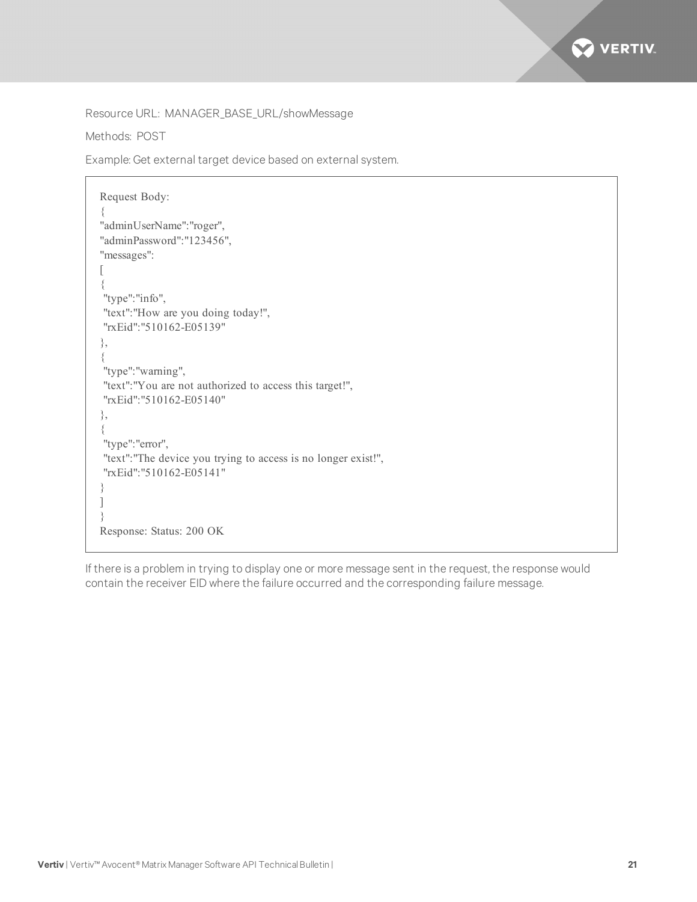Resource URL: MANAGER_BASE_URL/showMessage

Methods: POST

Example: Get external target device based on external system.

```
Request Body:
{
"adminUserName":"roger",
"adminPassword":"123456",
"messages":
[
{
 "type":"info",
 "text":"How are you doing today!",
 "rxEid":"510162-E05139"
},
{
 "type":"warning",
 "text":"You are not authorized to access this target!",
 "rxEid":"510162-E05140"
},
{
 "type":"error",
 "text":"The device you trying to access is no longer exist!",
 "rxEid":"510162-E05141"
}
]
}
Response: Status: 200 OK
```

If there is a problem in trying to display one or more message sent in the request, the response would contain the receiver EID where the failure occurred and the corresponding failure message.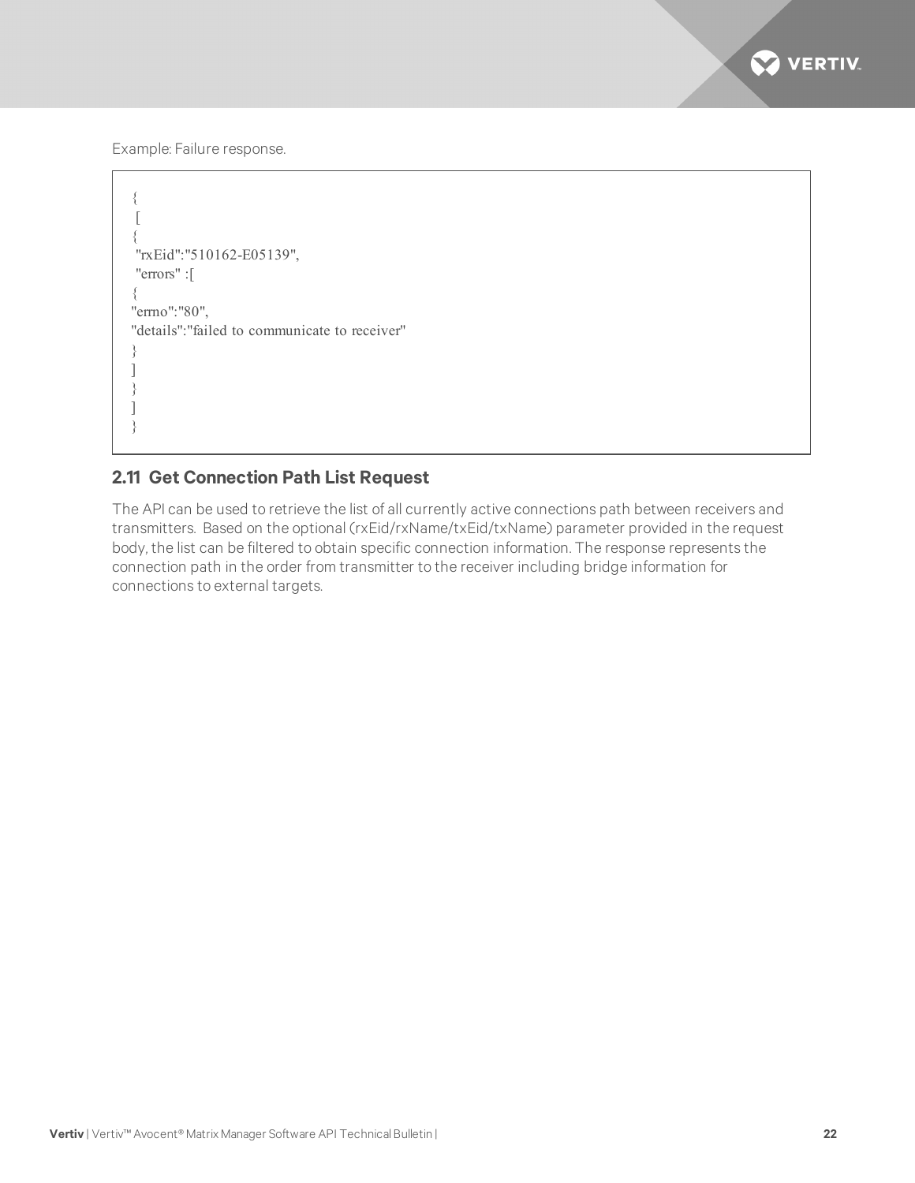Example: Failure response.

```
{
 [
{
 "rxEid":"510162-E05139",
 "errors" :[
{
"errno":"80",
"details":"failed to communicate to receiver"
}
]
}
]
}
```

## 2.11 Get Connection Path List Request

The API can be used to retrieve the list of all currently active connections path between receivers and transmitters. Based on the optional (rxEid/rxName/txEid/txName) parameter provided in the request body, the list can be filtered to obtain specific connection information. The response represents the connection path in the order from transmitter to the receiver including bridge information for connections to external targets.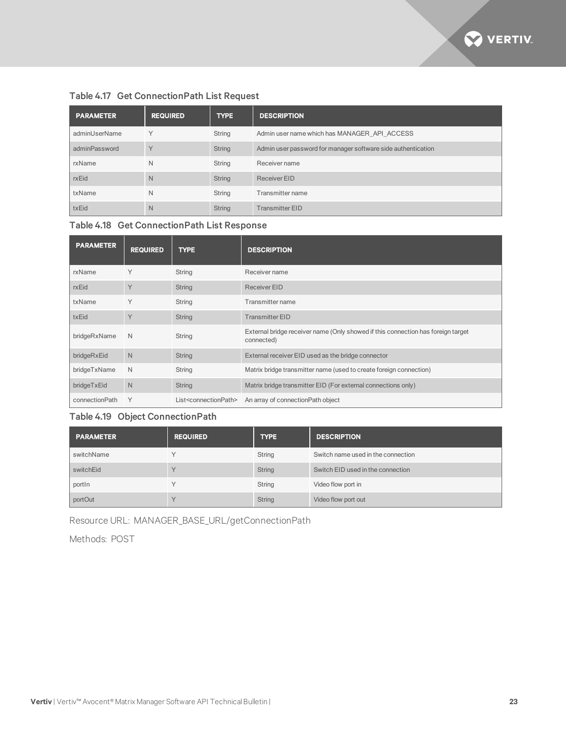### Table 4.17 Get ConnectionPath List Request

| PARAMETER | REQUIRED | TYPE | DESCRIPTION |
|---|---|---|---|
| adminUserName | Y | String | Admin user name which has MANAGER_API_ACCESS |
| adminPassword | Y | String | Admin user password for manager software side authentication |
| rxName | N | String | Receiver name |
| rxEid | N | String | Receiver EID |
| txName | N | String | Transmitter name |
| txEid | N | String | Transmitter EID |

### Table 4.18 Get ConnectionPath List Response

| PARAMETER | REQUIRED | TYPE | DESCRIPTION |
|---|---|---|---|
| rxName | Y | String | Receiver name |
| rxEid | Y | String | Receiver EID |
| txName | Y | String | Transmitter name |
| txEid | Y | String | Transmitter EID |
| bridgeRxName | N | String | External bridge receiver name (Only showed if this connection has foreign target connected) |
| bridgeRxEid | N | String | External receiver EID used as the bridge connector |
| bridgeTxName | N | String | Matrix bridge transmitter name (used to create foreign connection) |
| bridgeTxEid | N | String | Matrix bridge transmitter EID (For external connections only) |
| connectionPath | Y | List<connectionPath> | An array of connectionPath object |

### Table 4.19 Object ConnectionPath

| PARAMETER | REQUIRED | TYPE | DESCRIPTION |
|---|---|---|---|
| switchName | Y | String | Switch name used in the connection |
| switchEid | Y | String | Switch EID used in the connection |
| portIn | Y | String | Video flow port in |
| portOut | Y | String | Video flow port out |

Resource URL: MANAGER_BASE_URL/getConnectionPath

Methods: POST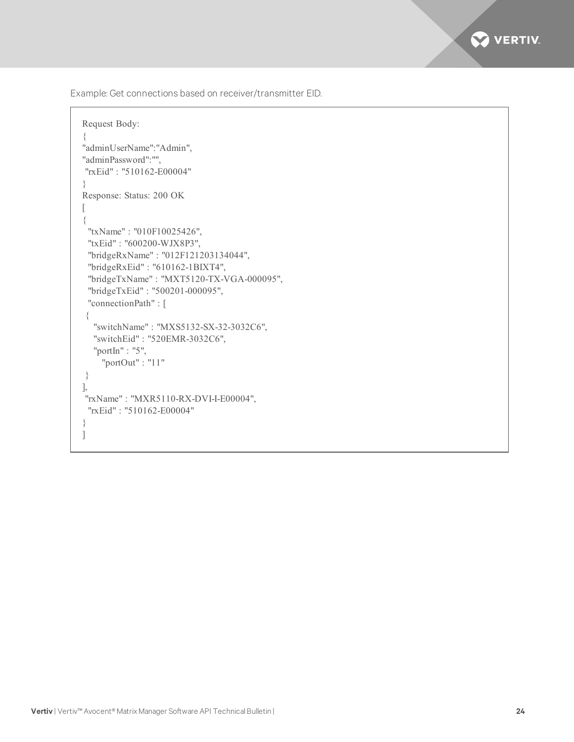Example: Get connections based on receiver/transmitter EID.

```
Request Body:
{
"adminUserName":"Admin",
"adminPassword":"",
 "rxEid" : "510162-E00004"
}
Response: Status: 200 OK
[
{
  "txName" : "010F10025426",
  "txEid" : "600200-WJX8P3",
  "bridgeRxName" : "012F121203134044",
  "bridgeRxEid" : "610162-1BIXT4",
  "bridgeTxName" : "MXT5120-TX-VGA-000095",
  "bridgeTxEid" : "500201-000095",
  "connectionPath" : [
 {
    "switchName" : "MXS5132-SX-32-3032C6",
    "switchEid" : "520EMR-3032C6",
    "portIn" : "5",
       "portOut" : "11"
 }
],
 "rxName" : "MXR5110-RX-DVI-I-E00004",
  "rxEid" : "510162-E00004"
}
]
```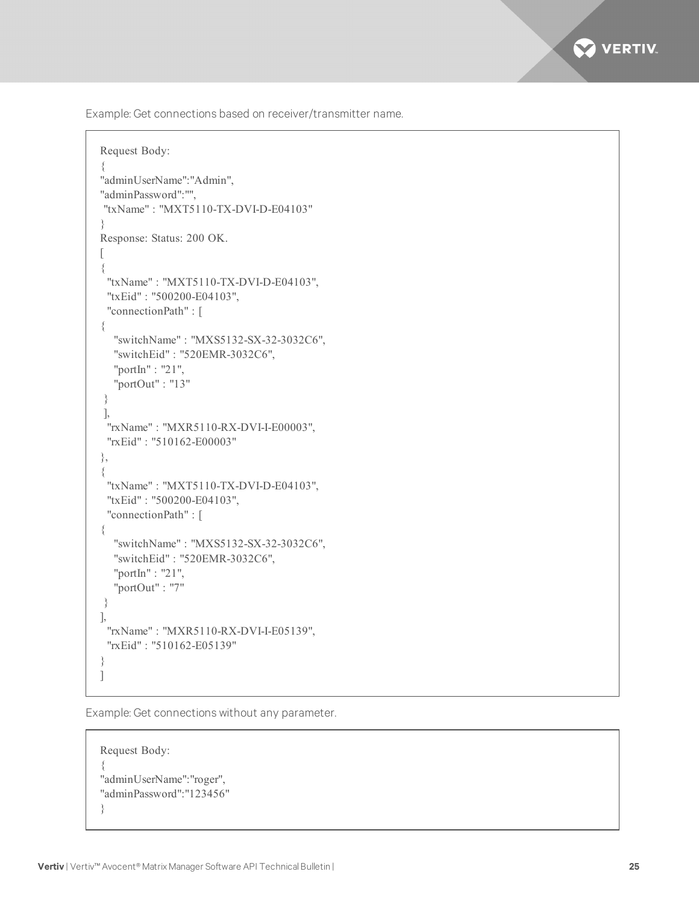Example: Get connections based on receiver/transmitter name.

```
Request Body:
{
"adminUserName":"Admin",
"adminPassword":"",
 "txName" : "MXT5110-TX-DVI-D-E04103"
}
Response: Status: 200 OK.
[
{
  "txName" : "MXT5110-TX-DVI-D-E04103",
  "txEid" : "500200-E04103",
  "connectionPath" : [
{
    "switchName" : "MXS5132-SX-32-3032C6",
    "switchEid" : "520EMR-3032C6",
    "portIn" : "21",
    "portOut" : "13"
 }
 ],
  "rxName" : "MXR5110-RX-DVI-I-E00003",
  "rxEid" : "510162-E00003"
},
{
  "txName" : "MXT5110-TX-DVI-D-E04103",
  "txEid" : "500200-E04103",
  "connectionPath" : [
{
    "switchName" : "MXS5132-SX-32-3032C6",
    "switchEid" : "520EMR-3032C6",
    "portIn" : "21",
    "portOut" : "7"
 }
],
  "rxName" : "MXR5110-RX-DVI-I-E05139",
  "rxEid" : "510162-E05139"
}
]
```

Example: Get connections without any parameter.

```
Request Body:
{
"adminUserName":"roger",
"adminPassword":"123456"
}
```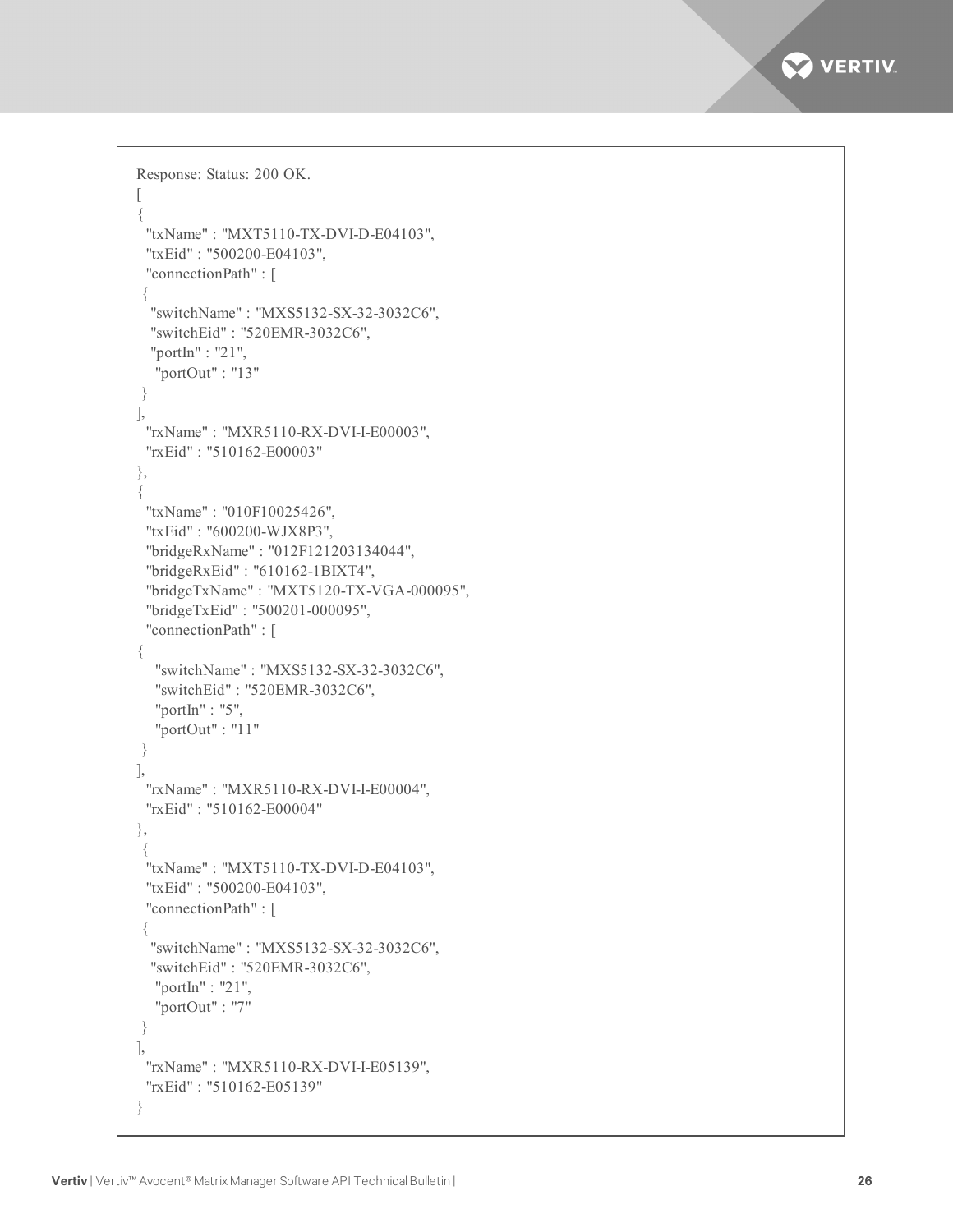```
Response: Status: 200 OK.
[
{
  "txName" : "MXT5110-TX-DVI-D-E04103",
  "txEid" : "500200-E04103",
  "connectionPath" : [
 {
   "switchName" : "MXS5132-SX-32-3032C6",
   "switchEid" : "520EMR-3032C6",
   "portIn" : "21",
    "portOut" : "13"
 }
],
  "rxName" : "MXR5110-RX-DVI-I-E00003",
  "rxEid" : "510162-E00003"
},
{
  "txName" : "010F10025426",
  "txEid" : "600200-WJX8P3",
  "bridgeRxName" : "012F121203134044",
  "bridgeRxEid" : "610162-1BIXT4",
  "bridgeTxName" : "MXT5120-TX-VGA-000095",
  "bridgeTxEid" : "500201-000095",
  "connectionPath" : [
{
    "switchName" : "MXS5132-SX-32-3032C6",
    "switchEid" : "520EMR-3032C6",
    "portIn" : "5",
    "portOut" : "11"
 }
],
  "rxName" : "MXR5110-RX-DVI-I-E00004",
  "rxEid" : "510162-E00004"
},
 {
  "txName" : "MXT5110-TX-DVI-D-E04103",
  "txEid" : "500200-E04103",
  "connectionPath" : [
 {
   "switchName" : "MXS5132-SX-32-3032C6",
   "switchEid" : "520EMR-3032C6",
    "portIn" : "21",
    "portOut" : "7"
 }
],
  "rxName" : "MXR5110-RX-DVI-I-E05139",
  "rxEid" : "510162-E05139"
}
```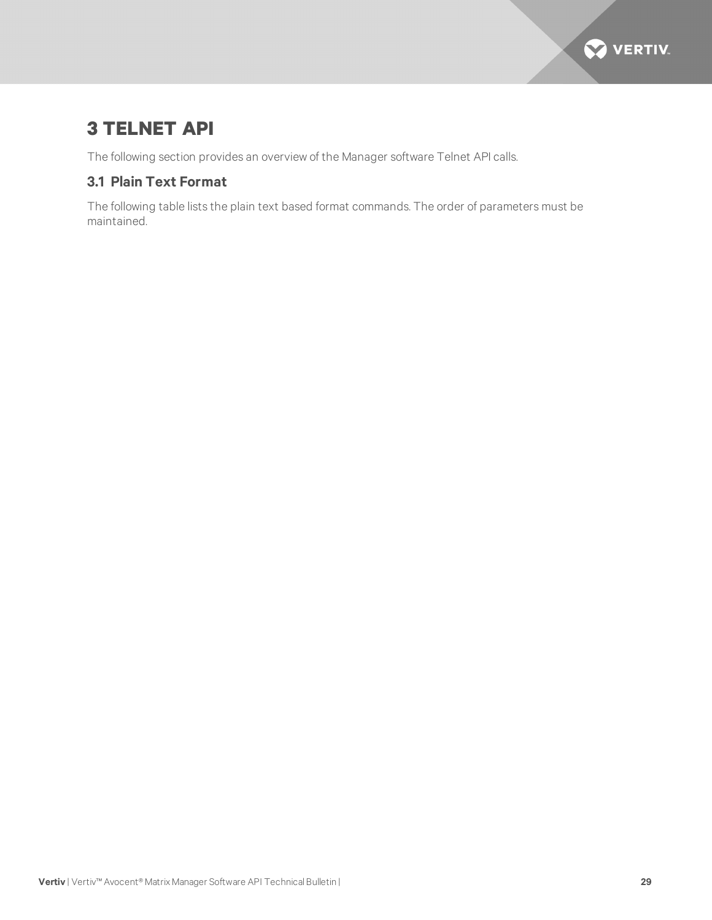# 3 TELNET API

The following section provides an overview of the Manager software Telnet API calls.

## 3.1 Plain Text Format

The following table lists the plain text based format commands. The order of parameters must be maintained.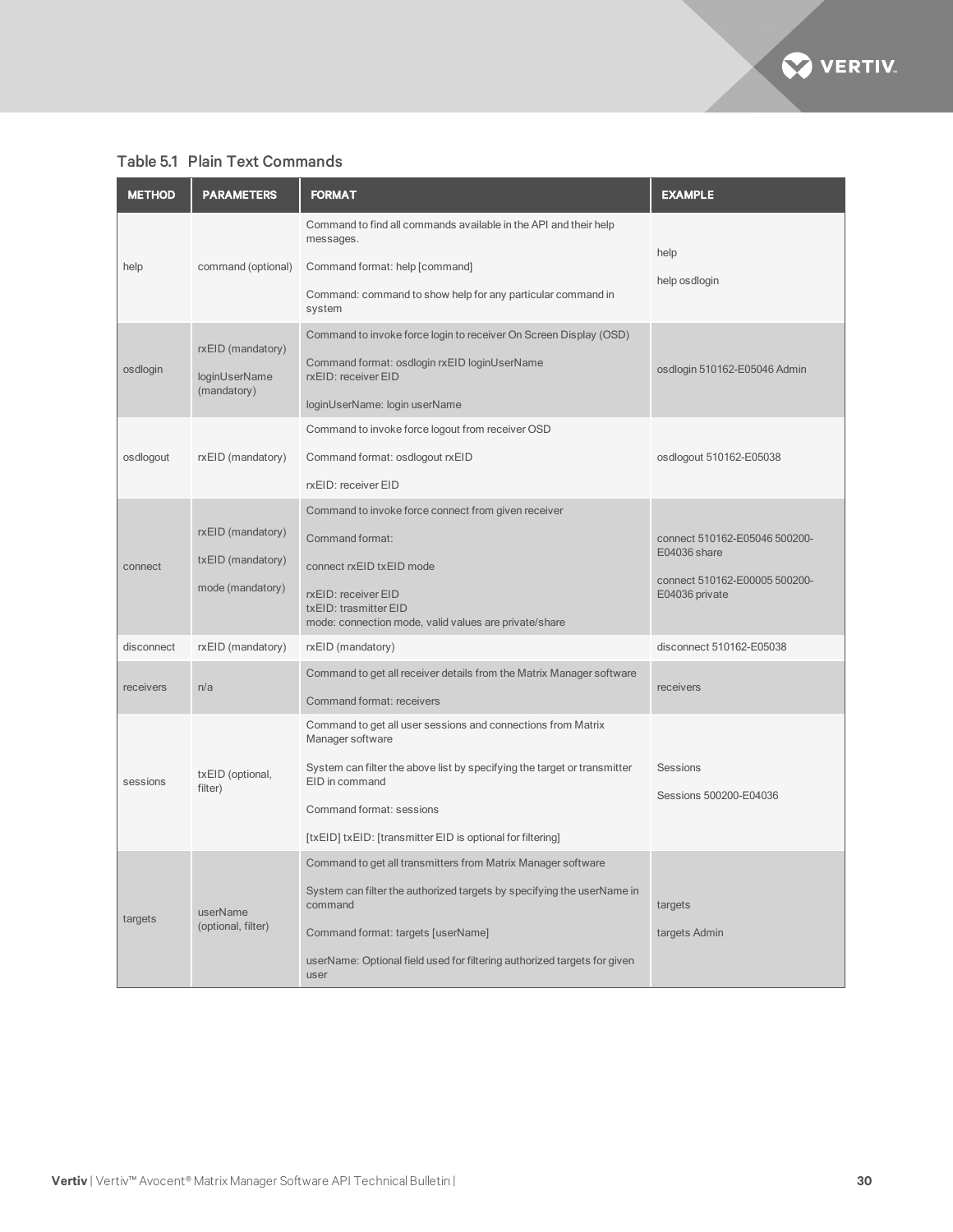### Table 5.1 Plain Text Commands

| METHOD | PARAMETERS | FORMAT | EXAMPLE |
|---|---|---|---|
| help | command (optional) | Command to find all commands available in the API and their help messages.<br><br>Command format: help [command]<br><br>Command: command to show help for any particular command in system | help<br><br>help osdlogin |
| osdlogin | rxEID (mandatory)<br><br>loginUserName (mandatory) | Command to invoke force login to receiver On Screen Display (OSD)<br><br>Command format: osdlogin rxEID loginUserName<br>rxEID: receiver EID<br><br>loginUserName: login userName | osdlogin 510162-E05046 Admin |
| osdlogout | rxEID (mandatory) | Command to invoke force logout from receiver OSD<br><br>Command format: osdlogout rxEID<br><br>rxEID: receiver EID | osdlogout 510162-E05038 |
| connect | rxEID (mandatory)<br><br>txEID (mandatory)<br><br>mode (mandatory) | Command to invoke force connect from given receiver<br><br>Command format:<br><br>connect rxEID txEID mode<br><br>rxEID: receiver EID<br>txEID: trasmitter EID<br>mode: connection mode, valid values are private/share | connect 510162-E05046 500200-E04036 share<br><br>connect 510162-E00005 500200-E04036 private |
| disconnect | rxEID (mandatory) | rxEID (mandatory) | disconnect 510162-E05038 |
| receivers | n/a | Command to get all receiver details from the Matrix Manager software<br><br>Command format: receivers | receivers |
| sessions | txEID (optional, filter) | Command to get all user sessions and connections from Matrix Manager software<br><br>System can filter the above list by specifying the target or transmitter EID in command<br><br>Command format: sessions<br><br>[txEID] txEID: [transmitter EID is optional for filtering] | Sessions<br><br>Sessions 500200-E04036 |
| targets | userName (optional, filter) | Command to get all transmitters from Matrix Manager software<br><br>System can filter the authorized targets by specifying the userName in command<br><br>Command format: targets [userName]<br><br>userName: Optional field used for filtering authorized targets for given user | targets<br><br>targets Admin |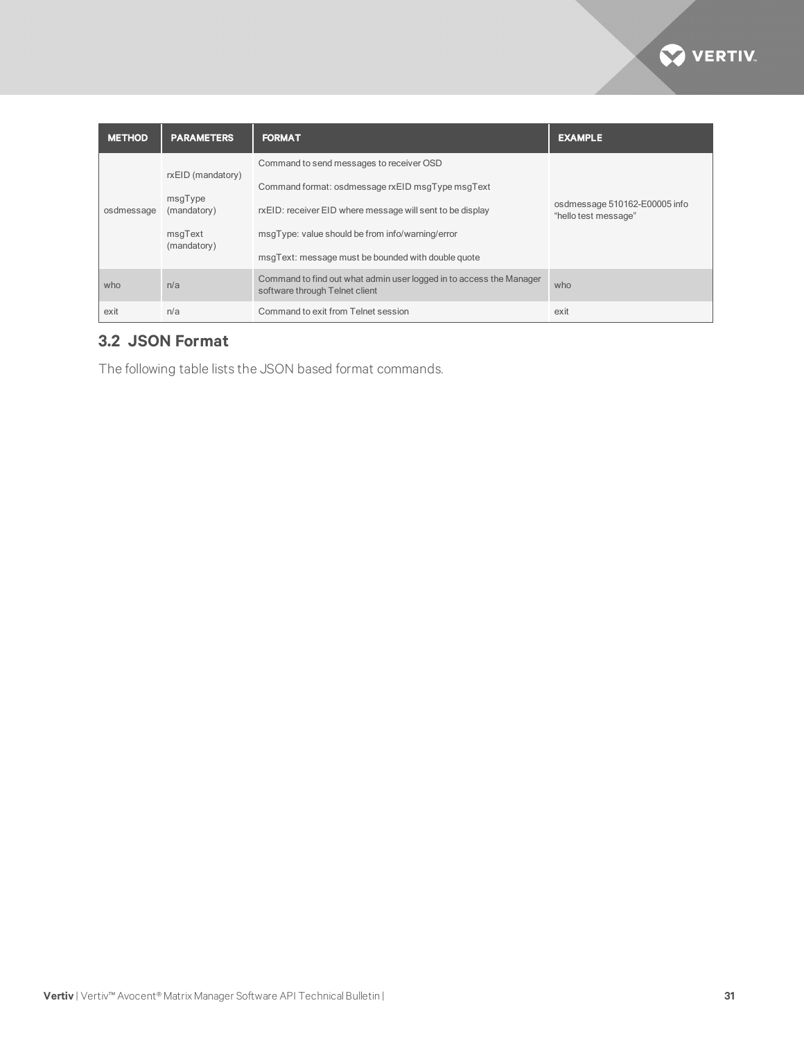| METHOD | PARAMETERS | FORMAT | EXAMPLE |
|---|---|---|---|
| osdmessage | rxEID (mandatory)<br>msgType (mandatory)<br>msgText (mandatory) | Command to send messages to receiver OSD<br>Command format: osdmessage rxEID msgType msgText<br>rxEID: receiver EID where message will sent to be display<br>msgType: value should be from info/warning/error<br>msgText: message must be bounded with double quote | osdmessage 510162-E00005 info "hello test message" |
| who | n/a | Command to find out what admin user logged in to access the Manager software through Telnet client | who |
| exit | n/a | Command to exit from Telnet session | exit |

## 3.2 JSON Format

The following table lists the JSON based format commands.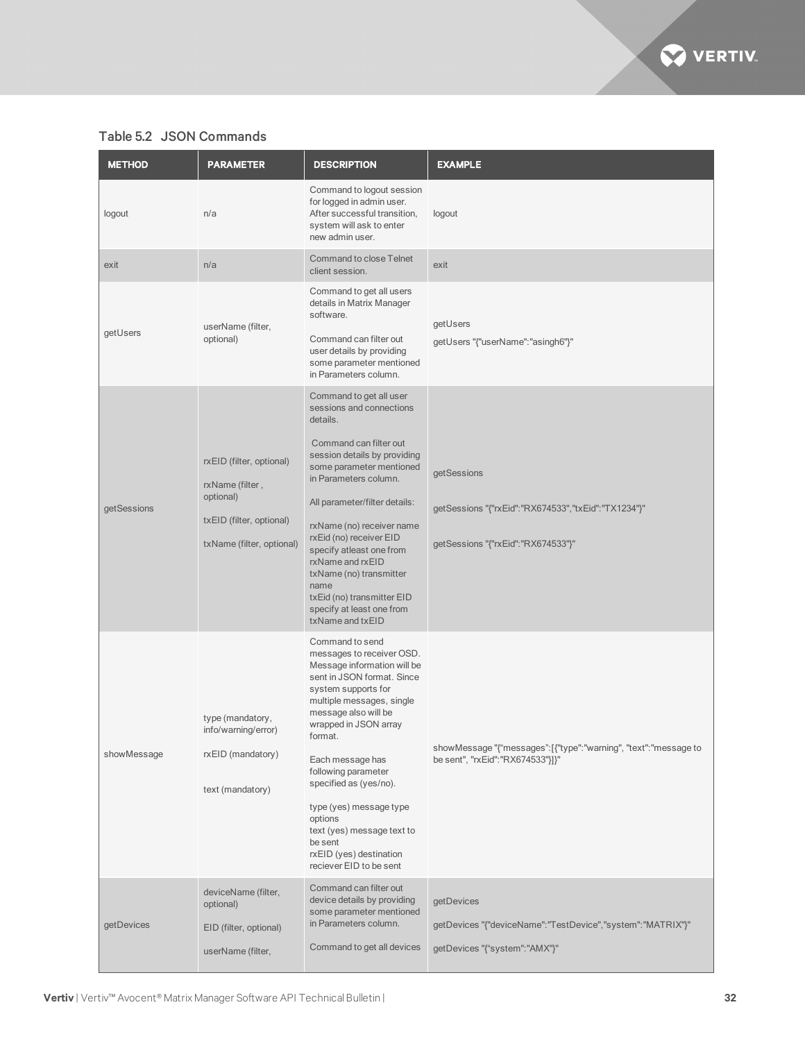### Table 5.2 JSON Commands

| METHOD | PARAMETER | DESCRIPTION | EXAMPLE |
|---|---|---|---|
| logout | n/a | Command to logout session for logged in admin user. After successful transition, system will ask to enter new admin user. | logout |
| exit | n/a | Command to close Telnet client session. | exit |
| getUsers | userName (filter, optional) | Command to get all users details in Matrix Manager software.<br><br>Command can filter out user details by providing some parameter mentioned in Parameters column. | getUsers<br><br>getUsers "{"userName":"asingh6"}" |
| getSessions | rxEID (filter, optional)<br><br>rxName (filter , optional)<br><br>txEID (filter, optional)<br><br>txName (filter, optional) | Command to get all user sessions and connections details.<br><br>Command can filter out session details by providing some parameter mentioned in Parameters column.<br><br>All parameter/filter details:<br><br>rxName (no) receiver name<br>rxEid (no) receiver EID<br>specify atleast one from rxName and rxEID<br>txName (no) transmitter name<br>txEid (no) transmitter EID<br>specify at least one from txName and txEID | getSessions<br><br>getSessions "{"rxEid":"RX674533","txEid":"TX1234"}"<br><br>getSessions "{"rxEid":"RX674533"}" |
| showMessage | type (mandatory, info/warning/error)<br><br>rxEID (mandatory)<br><br>text (mandatory) | Command to send messages to receiver OSD. Message information will be sent in JSON format. Since system supports for multiple messages, single message also will be wrapped in JSON array format.<br><br>Each message has following parameter specified as (yes/no).<br><br>type (yes) message type options<br>text (yes) message text to be sent<br>rxEID (yes) destination reciever EID to be sent | showMessage "{"messages":[{"type":"warning", "text":"message to be sent", "rxEid":"RX674533"}]}" |
| getDevices | deviceName (filter, optional)<br><br>EID (filter, optional)<br><br>userName (filter, | Command can filter out device details by providing some parameter mentioned in Parameters column.<br><br>Command to get all devices | getDevices<br><br>getDevices "{"deviceName":"TestDevice","system":"MATRIX"}"<br><br>getDevices "{"system":"AMX"}" |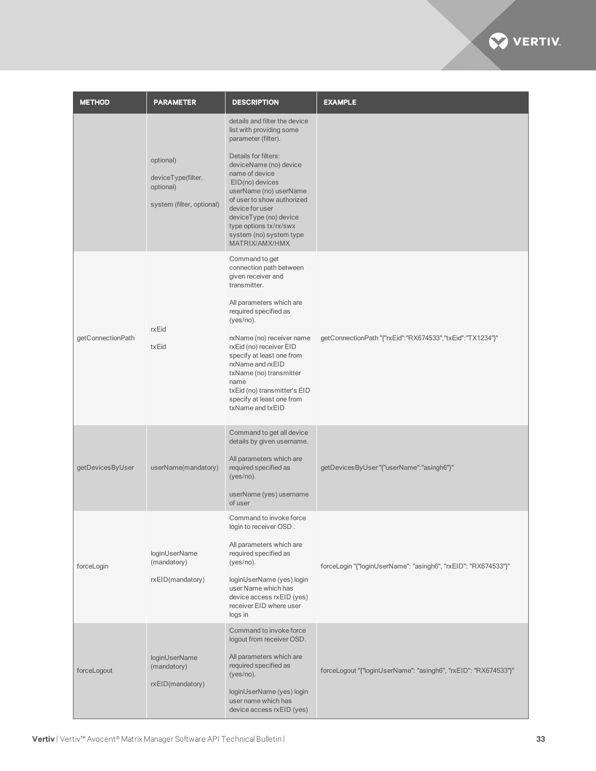| METHOD | PARAMETER | DESCRIPTION | EXAMPLE |
|---|---|---|---|
| | optional)<br><br>deviceType(filter, optional)<br><br>system (filter, optional) | details and filter the device list with providing some parameter (filter).<br><br>Details for filters:<br>deviceName (no) device name of device<br>EID(no) devices<br>userName (no) userName of user to show authorized device for user<br>deviceType (no) device type options tx/rx/swx<br>system (no) system type MATRIX/AMX/HMX | |
| getConnectionPath | rxEid<br><br>txEid | Command to get connection path between given receiver and transmitter.<br><br>All parameters which are required specified as (yes/no).<br><br>rxName (no) receiver name<br>rxEid (no) receiver EID<br>specify at least one from rxName and rxEID<br>txName (no) transmitter name<br>txEid (no) transmitter's EID<br>specify at least one from txName and txEID | getConnectionPath "{"rxEid":"RX674533","txEid":"TX1234"}" |
| getDevicesByUser | userName(mandatory) | Command to get all device details by given username.<br><br>All parameters which are required specified as (yes/no).<br><br>userName (yes) username of user | getDevicesByUser "{"userName":"asingh6"}" |
| forceLogin | loginUserName (mandatory)<br><br>rxEID(mandatory) | Command to invoke force login to receiver OSD .<br><br>All parameters which are required specified as (yes/no).<br><br>loginUserName (yes) login user Name which has device access rxEID (yes) receiver EID where user logs in | forceLogin "{"loginUserName": "asingh6", "rxEID": "RX674533"}" |
| forceLogout | loginUserName (mandatory)<br><br>rxEID(mandatory) | Command to invoke force logout from receiver OSD.<br><br>All parameters which are required specified as (yes/no).<br><br>loginUserName (yes) login user name which has device access rxEID (yes) | forceLogout "{"loginUserName": "asingh6", "rxEID": "RX674533"}" |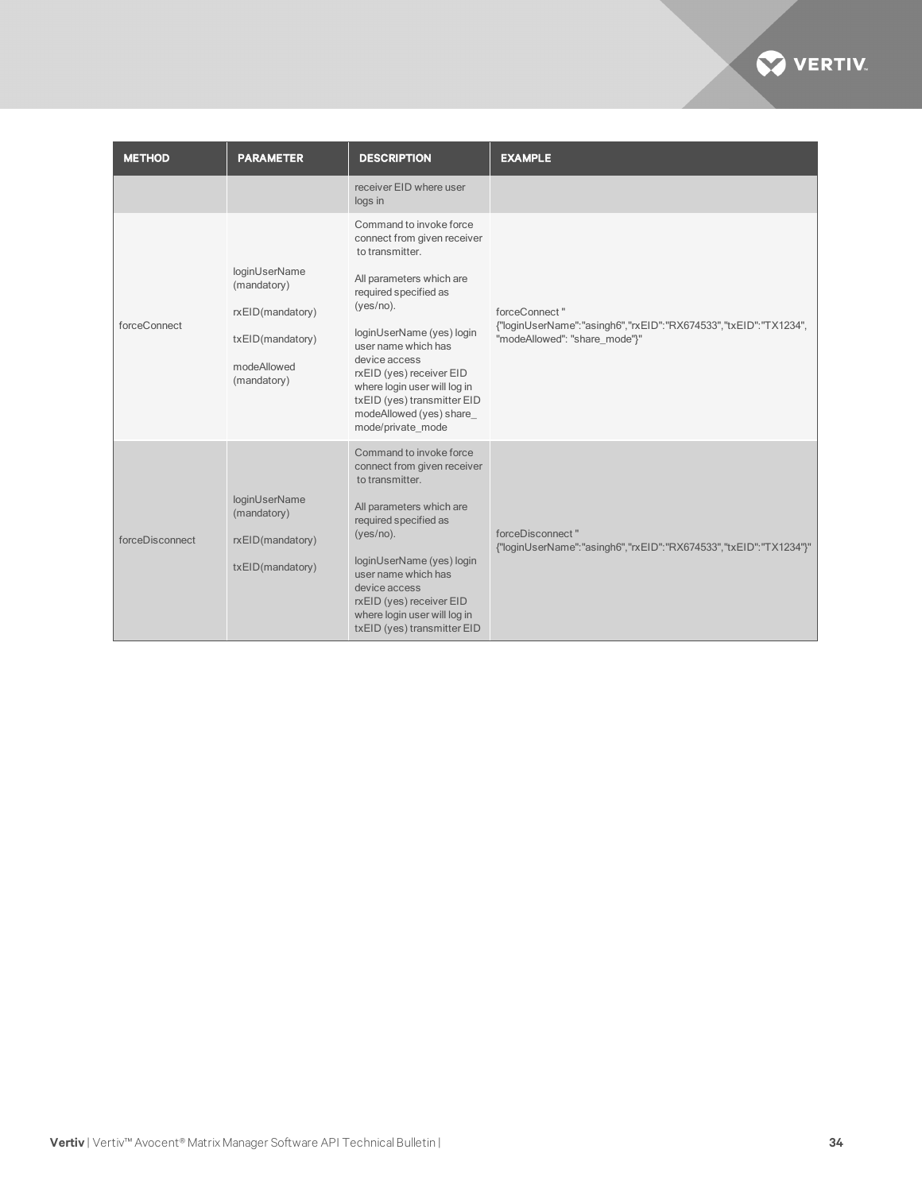| METHOD | PARAMETER | DESCRIPTION | EXAMPLE |
|---|---|---|---|
| | | receiver EID where user logs in | |
| forceConnect | loginUserName (mandatory)<br><br>rxEID(mandatory)<br><br>txEID(mandatory)<br><br>modeAllowed (mandatory) | Command to invoke force connect from given receiver to transmitter.<br><br>All parameters which are required specified as (yes/no).<br><br>loginUserName (yes) login user name which has device access<br>rxEID (yes) receiver EID where login user will log in<br>txEID (yes) transmitter EID<br>modeAllowed (yes) share_ mode/private_mode | forceConnect "<br>{"loginUserName":"asingh6","rxEID":"RX674533","txEID":"TX1234", "modeAllowed": "share_mode"}" |
| forceDisconnect | loginUserName (mandatory)<br><br>rxEID(mandatory)<br><br>txEID(mandatory) | Command to invoke force connect from given receiver to transmitter.<br><br>All parameters which are required specified as (yes/no).<br><br>loginUserName (yes) login user name which has device access<br>rxEID (yes) receiver EID where login user will log in<br>txEID (yes) transmitter EID | forceDisconnect "<br>{"loginUserName":"asingh6","rxEID":"RX674533","txEID":"TX1234"}" |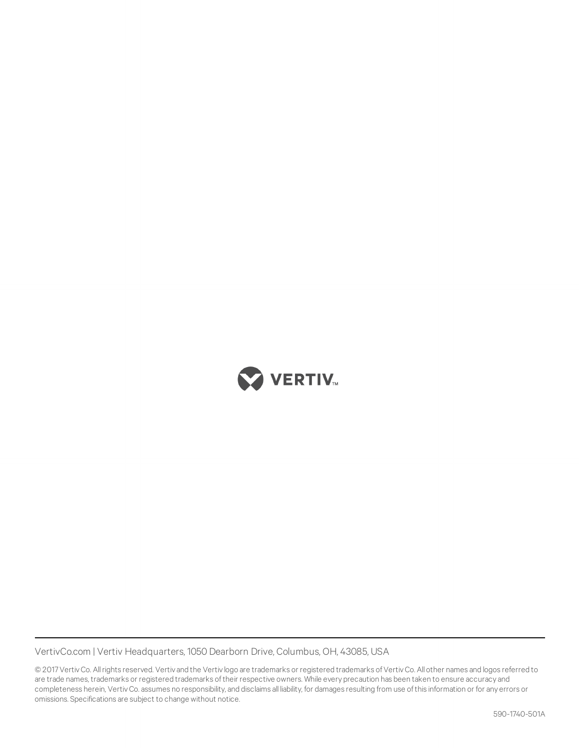VERTIV™

VertivCo.com | Vertiv Headquarters, 1050 Dearborn Drive, Columbus, OH, 43085, USA

© 2017 Vertiv Co. All rights reserved. Vertiv and the Vertiv logo are trademarks or registered trademarks of Vertiv Co. All other names and logos referred to are trade names, trademarks or registered trademarks of their respective owners. While every precaution has been taken to ensure accuracy and completeness herein, Vertiv Co. assumes no responsibility, and disclaims all liability, for damages resulting from use of this information or for any errors or omissions. Specifications are subject to change without notice.

590-1740-501A